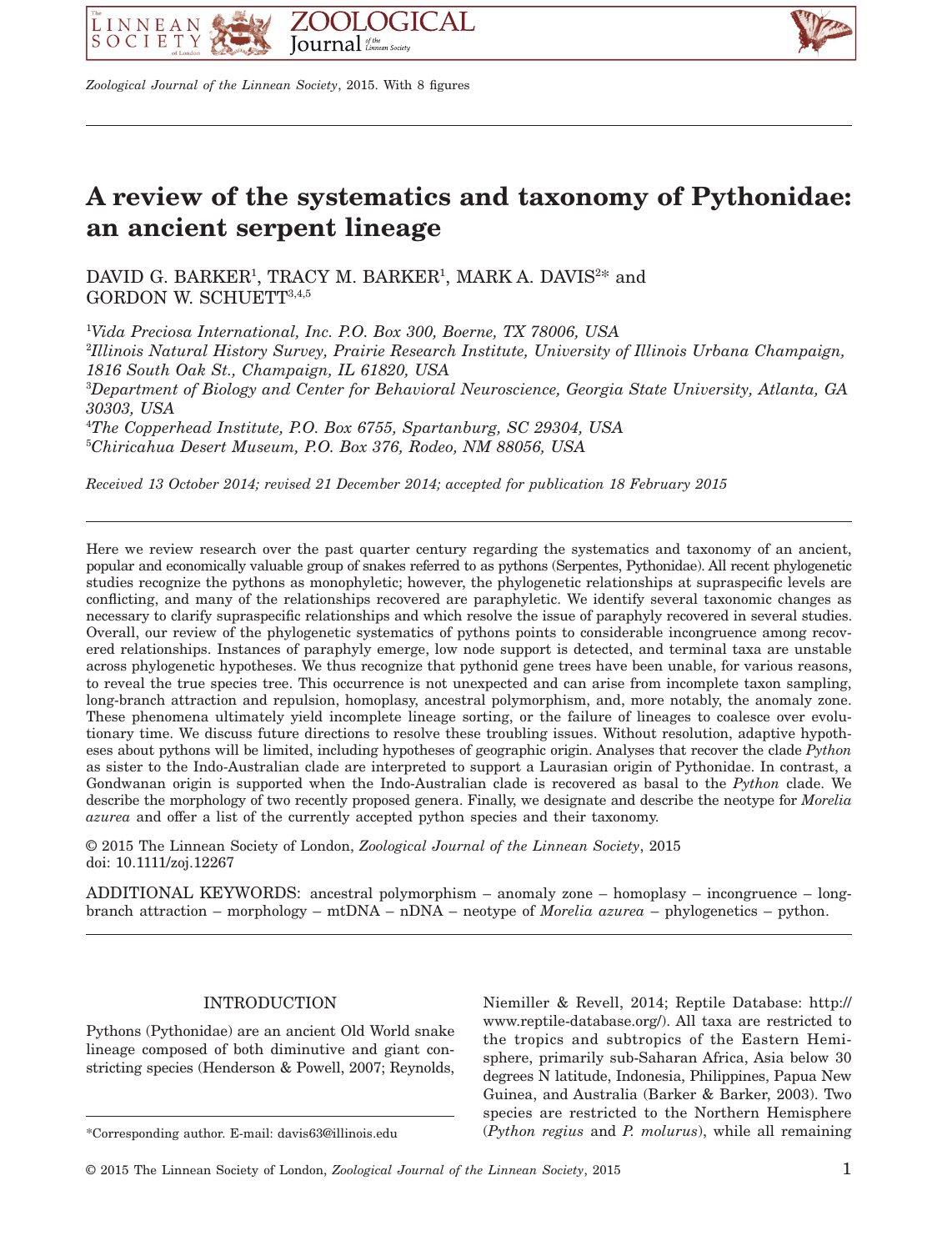# A review of the systematics and taxonomy of Pythonidae: an ancient serpent lineage

DAVID G. BARKER[1], TRACY M. BARKER[1], MARK A. DAVIS[2*] and GORDON W. SCHUETT[3,4,5]

[1]*Vida Preciosa International, Inc. P.O. Box 300, Boerne, TX 78006, USA*

[2]*Illinois Natural History Survey, Prairie Research Institute, University of Illinois Urbana Champaign, 1816 South Oak St., Champaign, IL 61820, USA*

[3]*Department of Biology and Center for Behavioral Neuroscience, Georgia State University, Atlanta, GA 30303, USA*

[4]*The Copperhead Institute, P.O. Box 6755, Spartanburg, SC 29304, USA*

[5]*Chiricahua Desert Museum, P.O. Box 376, Rodeo, NM 88056, USA*

*Received 13 October 2014; revised 21 December 2014; accepted for publication 18 February 2015*

Here we review research over the past quarter century regarding the systematics and taxonomy of an ancient, popular and economically valuable group of snakes referred to as pythons (Serpentes, Pythonidae). All recent phylogenetic studies recognize the pythons as monophyletic; however, the phylogenetic relationships at supraspecific levels are conflicting, and many of the relationships recovered are paraphyletic. We identify several taxonomic changes as necessary to clarify supraspecific relationships and which resolve the issue of paraphyly recovered in several studies. Overall, our review of the phylogenetic systematics of pythons points to considerable incongruence among recovered relationships. Instances of paraphyly emerge, low node support is detected, and terminal taxa are unstable across phylogenetic hypotheses. We thus recognize that pythonid gene trees have been unable, for various reasons, to reveal the true species tree. This occurrence is not unexpected and can arise from incomplete taxon sampling, long-branch attraction and repulsion, homoplasy, ancestral polymorphism, and, more notably, the anomaly zone. These phenomena ultimately yield incomplete lineage sorting, or the failure of lineages to coalesce over evolutionary time. We discuss future directions to resolve these troubling issues. Without resolution, adaptive hypotheses about pythons will be limited, including hypotheses of geographic origin. Analyses that recover the clade *Python* as sister to the Indo-Australian clade are interpreted to support a Laurasian origin of Pythonidae. In contrast, a Gondwanan origin is supported when the Indo-Australian clade is recovered as basal to the *Python* clade. We describe the morphology of two recently proposed genera. Finally, we designate and describe the neotype for *Morelia azurea* and offer a list of the currently accepted python species and their taxonomy.

© 2015 The Linnean Society of London, *Zoological Journal of the Linnean Society*, 2015
doi: 10.1111/zoj.12267

ADDITIONAL KEYWORDS: ancestral polymorphism – anomaly zone – homoplasy – incongruence – long-branch attraction – morphology – mtDNA – nDNA – neotype of *Morelia azurea* – phylogenetics – python.

## INTRODUCTION

Pythons (Pythonidae) are an ancient Old World snake lineage composed of both diminutive and giant constricting species (Henderson & Powell, 2007; Reynolds, Niemiller & Revell, 2014; Reptile Database: http://www.reptile-database.org/). All taxa are restricted to the tropics and subtropics of the Eastern Hemisphere, primarily sub-Saharan Africa, Asia below 30 degrees N latitude, Indonesia, Philippines, Papua New Guinea, and Australia (Barker & Barker, 2003). Two species are restricted to the Northern Hemisphere (*Python regius* and *P. molurus*), while all remaining

*Corresponding author. E-mail: davis63@illinois.edu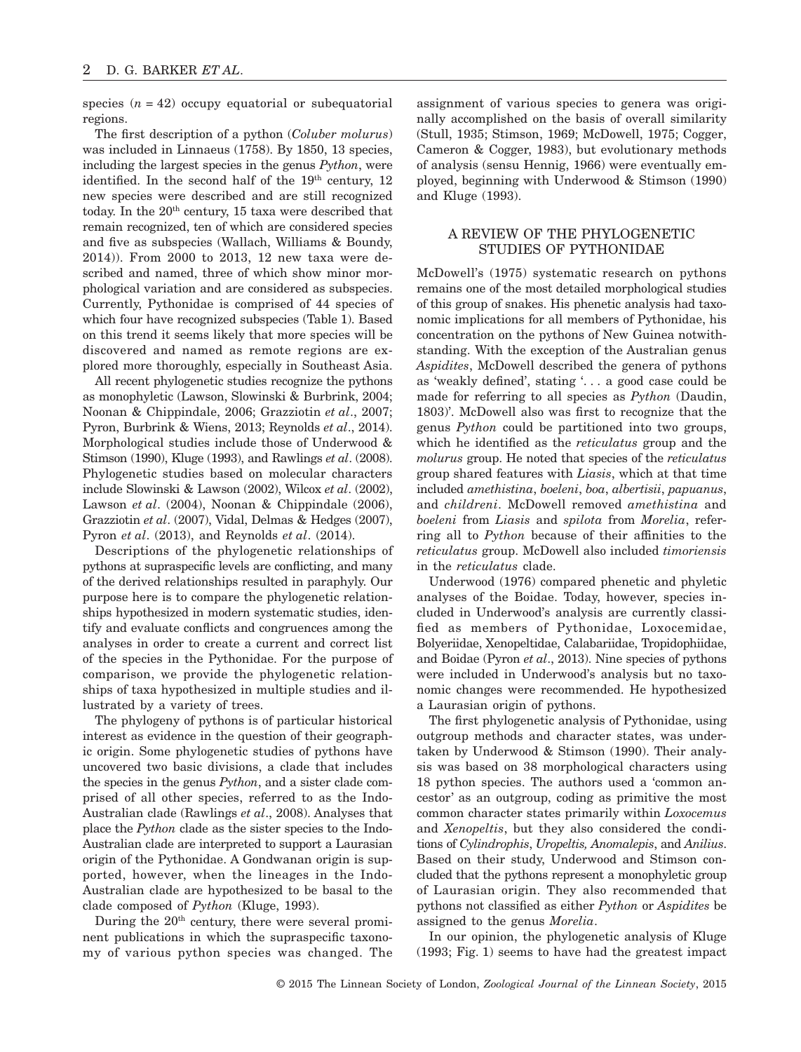species ($n = 42$) occupy equatorial or subequatorial regions.

The first description of a python (*Coluber molurus*) was included in Linnaeus (1758). By 1850, 13 species, including the largest species in the genus *Python*, were identified. In the second half of the 19th century, 12 new species were described and are still recognized today. In the 20th century, 15 taxa were described that remain recognized, ten of which are considered species and five as subspecies (Wallach, Williams & Boundy, 2014)). From 2000 to 2013, 12 new taxa were described and named, three of which show minor morphological variation and are considered as subspecies. Currently, Pythonidae is comprised of 44 species of which four have recognized subspecies (Table 1). Based on this trend it seems likely that more species will be discovered and named as remote regions are explored more thoroughly, especially in Southeast Asia.

All recent phylogenetic studies recognize the pythons as monophyletic (Lawson, Slowinski & Burbrink, 2004; Noonan & Chippindale, 2006; Grazziotin *et al*., 2007; Pyron, Burbrink & Wiens, 2013; Reynolds *et al*., 2014). Morphological studies include those of Underwood & Stimson (1990), Kluge (1993), and Rawlings *et al*. (2008). Phylogenetic studies based on molecular characters include Slowinski & Lawson (2002), Wilcox *et al*. (2002), Lawson *et al*. (2004), Noonan & Chippindale (2006), Grazziotin *et al*. (2007), Vidal, Delmas & Hedges (2007), Pyron *et al*. (2013), and Reynolds *et al*. (2014).

Descriptions of the phylogenetic relationships of pythons at supraspecific levels are conflicting, and many of the derived relationships resulted in paraphyly. Our purpose here is to compare the phylogenetic relationships hypothesized in modern systematic studies, identify and evaluate conflicts and congruences among the analyses in order to create a current and correct list of the species in the Pythonidae. For the purpose of comparison, we provide the phylogenetic relationships of taxa hypothesized in multiple studies and illustrated by a variety of trees.

The phylogeny of pythons is of particular historical interest as evidence in the question of their geographic origin. Some phylogenetic studies of pythons have uncovered two basic divisions, a clade that includes the species in the genus *Python*, and a sister clade comprised of all other species, referred to as the Indo-Australian clade (Rawlings *et al*., 2008). Analyses that place the *Python* clade as the sister species to the Indo-Australian clade are interpreted to support a Laurasian origin of the Pythonidae. A Gondwanan origin is supported, however, when the lineages in the Indo-Australian clade are hypothesized to be basal to the clade composed of *Python* (Kluge, 1993).

During the 20th century, there were several prominent publications in which the supraspecific taxonomy of various python species was changed. The assignment of various species to genera was originally accomplished on the basis of overall similarity (Stull, 1935; Stimson, 1969; McDowell, 1975; Cogger, Cameron & Cogger, 1983), but evolutionary methods of analysis (sensu Hennig, 1966) were eventually employed, beginning with Underwood & Stimson (1990) and Kluge (1993).

## A REVIEW OF THE PHYLOGENETIC STUDIES OF PYTHONIDAE

McDowell's (1975) systematic research on pythons remains one of the most detailed morphological studies of this group of snakes. His phenetic analysis had taxonomic implications for all members of Pythonidae, his concentration on the pythons of New Guinea notwithstanding. With the exception of the Australian genus *Aspidites*, McDowell described the genera of pythons as 'weakly defined', stating '. . . a good case could be made for referring to all species as *Python* (Daudin, 1803)'. McDowell also was first to recognize that the genus *Python* could be partitioned into two groups, which he identified as the *reticulatus* group and the *molurus* group. He noted that species of the *reticulatus* group shared features with *Liasis*, which at that time included *amethistina*, *boeleni*, *boa*, *albertisii*, *papuanus*, and *childreni*. McDowell removed *amethistina* and *boeleni* from *Liasis* and *spilota* from *Morelia*, referring all to *Python* because of their affinities to the *reticulatus* group. McDowell also included *timoriensis* in the *reticulatus* clade.

Underwood (1976) compared phenetic and phyletic analyses of the Boidae. Today, however, species included in Underwood's analysis are currently classified as members of Pythonidae, Loxocemidae, Bolyeriidae, Xenopeltidae, Calabariidae, Tropidophiidae, and Boidae (Pyron *et al*., 2013). Nine species of pythons were included in Underwood's analysis but no taxonomic changes were recommended. He hypothesized a Laurasian origin of pythons.

The first phylogenetic analysis of Pythonidae, using outgroup methods and character states, was undertaken by Underwood & Stimson (1990). Their analysis was based on 38 morphological characters using 18 python species. The authors used a 'common ancestor' as an outgroup, coding as primitive the most common character states primarily within *Loxocemus* and *Xenopeltis*, but they also considered the conditions of *Cylindrophis*, *Uropeltis, Anomalepis*, and *Anilius*. Based on their study, Underwood and Stimson concluded that the pythons represent a monophyletic group of Laurasian origin. They also recommended that pythons not classified as either *Python* or *Aspidites* be assigned to the genus *Morelia*.

In our opinion, the phylogenetic analysis of Kluge (1993; Fig. 1) seems to have had the greatest impact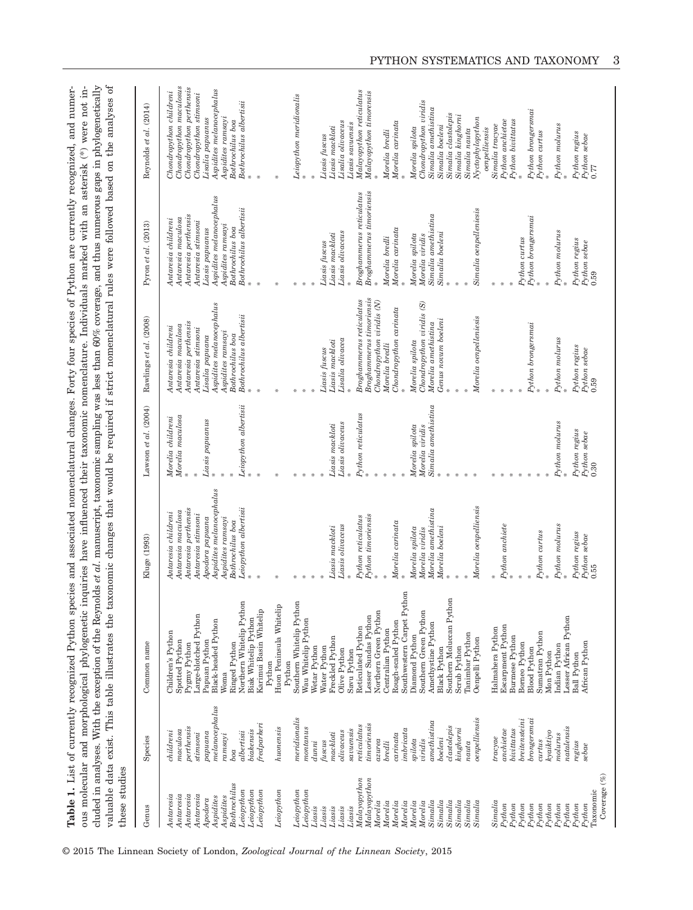**Table 1.** List of currently recognized Python species and associated nomenclatural changes. Forty four species of Python are currently recognized, and numerous molecular and morphological phylogenetic inquiries have influenced their taxonomic nomenclature. Individuals marked with an asterisk (*) were not included in analyses. With the exception of the Reynolds *et al.* manuscript, taxonomic sampling was less than 60% coverage, and thus numerous gaps in phylogenetically valuable data exist. This table illustrates the taxonomic changes that would be required if strict nomenclatural rules were followed based on the analyses of these studies

| Genus | Species | Common name | Kluge (1993) | Lawson *et al.* (2004) | Rawlings *et al.* (2008) | Pyron *et al.* (2013) | Reynolds *et al.* (2014) |
|---|---|---|---|---|---|---|---|
| *Antaresia* | *childreni* | Children's Python | *Antaresia childreni* | *Morelia childreni* | *Antaresia childreni* | *Antaresia childreni* | *Chondropython childreni* |
| *Antaresia* | *maculosa* | Spotted Python | *Antaresia maculosa* | *Morelia maculosa* | *Antaresia maculosa* | *Antaresia maculosa* | *Chondropython maculosus* |
| *Antaresia* | *perthensis* | Pygmy Python | *Antaresia perthensis* | * | *Antaresia perthensis* | *Antaresia perthensis* | *Chondropython perthensis* |
| *Antaresia* | *stimsoni* | Large-blotched Python | *Antaresia stimsoni* | * | *Antaresia stimsoni* | *Antaresia stimsoni* | *Chondropython stimsoni* |
| *Apodora* | *papuana* | Papuan Python | *Apodora papuana* | *Liasis papuanus* | *Lisalia papuana* | *Liasis papuanus* | *Lisalia papuanus* |
| *Aspidites* | *melanocephalus* | Black-headed Python | *Aspidites melanocephalus* | * | *Aspidites melanocephalus* | *Aspidites melanocephalus* | *Aspidites melanocephalus* |
| *Aspidites* | *ramsayi* | Woma | *Aspidites ramsayi* | * | *Aspidites ramsayi* | *Aspidites ramsayi* | *Aspidites ramsayi* |
| *Bothrochilus* | *boa* | Ringed Python | *Bothrochilus boa* | * | *Bothrochilus boa* | *Bothrochilus boa* | *Bothrochilus boa* |
| *Leiopython* | *albertisii* | Northern Whitelip Python | *Leiopython albertisii* | *Leiopython albertisii* | *Bothrochilus albertisii* | *Bothrochilus albertisii* | *Bothrochilus albertisii* |
| *Leiopython* | *biakensis* | Biak Whitelip Python | * | * | * | * | * |
| *Leiopython* | *fredparkeri* | Karimui Basin Whitelip Python | * | * | * | * | * |
| *Leiopython* | *huonensis* | Huon Peninsula Whitelip Python | * | * | * | * | * |
| *Leiopython* | *meridionalis* | Southern Whitelip Python | * | * | * | * | *Leiopython meridionalis* |
| *Leiopython* | *montanus* | Wau Whitelip Python | * | * | * | * | * |
| *Liasis* | *dunni* | Wetar Python | * | * | * | * | * |
| *Liasis* | *fuscus* | Water Python | * | * | *Liasis fuscus* | *Liasis fuscus* | *Liasis fuscus* |
| *Liasis* | *mackloti* | Freckled Python | *Liasis mackloti* | *Liasis mackloti* | *Liasis mackloti* | *Liasis mackloti* | *Liasis mackloti* |
| *Liasis* | *olivaceus* | Olive Python | *Liasis olivaceus* | *Liasis olivaceus* | *Lisalia olivacea* | *Liasis olivaceus* | *Lisalia olivaceus* |
| *Liasis* | *savuensis* | Savu Python | * | * | * | * | *Liasis savuensis* |
| *Malayopython* | *reticulatus* | Reticulated Python | *Python reticulatus* | *Python reticulatus* | *Broghammerus reticulatus* | *Broghammerus reticulatus* | *Malayopython reticulatus* |
| *Malayopython* | *timoriensis* | Lesser Sundas Python | *Python timoriensis* | * | *Broghammerus timoriensis* | *Broghammerus timoriensis* | *Malayopython timoriensis* |
| *Morelia* | *azurea* | Northern Green Python | * | * | *Chondropython viridis* (N) | * | * |
| *Morelia* | *bredli* | Centralian Python | * | * | *Morelia bredli* | *Morelia bredli* | *Morelia bredli* |
| *Morelia* | *carinata* | Rough-scaled Python | *Morelia carinata* | * | *Chondropython carinata* | *Morelia carinata* | *Morelia carinata* |
| *Morelia* | *imbricata* | Southwestern Carpet Python | * | * | * | * | * |
| *Morelia* | *spilota* | Diamond Python | *Morelia spilota* | *Morelia spilota* | *Morelia spilota* | *Morelia spilota* | *Morelia spilota* |
| *Morelia* | *viridis* | Southern Green Python | *Morelia viridis* | *Morelia viridis* | *Chondropython viridis* (S) | *Morelia viridis* | *Chondropython viridis* |
| *Simalia* | *amethistina* | Amethystine Python | *Morelia amethistina* | *Simalia amethistina* | *Morelia amethistina* | *Simalia amethistina* | *Simalia amethistina* |
| *Simalia* | *boeleni* | Black Python | *Morelia boeleni* | * | *Genus novum boeleni* | *Simalia boeleni* | *Simalia boeleni* |
| *Simalia* | *clastolepis* | Southern Moluccan Python | * | * | * | * | *Simalia clastolepis* |
| *Simalia* | *kinghorni* | Scrub Python | * | * | * | * | *Simalia kinghorni* |
| *Simalia* | *nauta* | Tanimbar Python | * | * | * | * | *Simalia nauta* |
| *Simalia* | *oenpelliensis* | Oenpelli Python | *Morelia oenpelliensis* | * | *Morelia oenpelliensis* | *Simalia oenpelliensis* | *Nyctophilopython oenpelliensis* |
| *Simalia* | *tracyae* | Halmahera Python | * | * | * | * | *Simalia tracyae* |
| *Python* | *anchietae* | Escarpment Python | *Python anchiete* | * | * | * | *Python anchietae* |
| *Python* | *bivittatus* | Burmese Python | * | * | * | * | *Python bivittatus* |
| *Python* | *breitensteini* | Borneo Python | * | * | * | *Python curtus* | * |
| *Python* | *brongersmai* | Blood Python | * | * | *Python brongersmai* | *Python brongersmai* | *Python brongersmai* |
| *Python* | *curtus* | Sumatran Python | *Python curtus* | * | * | * | *Python curtus* |
| *Python* | *kyaiktiyo* | Mon Python | * | * | * | * | * |
| *Python* | *molurus* | Indian Python | *Python molurus* | *Python molurus* | *Python molurus* | *Python molurus* | *Python molurus* |
| *Python* | *natalensis* | Lesser African Python | * | * | * | * | * |
| *Python* | *regius* | Ball Python | *Python regius* | *Python regius* | *Python regius* | *Python regius* | *Python regius* |
| *Python* | *sebae* | African Python | *Python sebae* | *Python sebae* | *Python sebae* | *Python sebae* | *Python sebae* |
| Taxonomic Coverage (%) | | | 0.55 | 0.30 | 0.59 | 0.59 | 0.77 |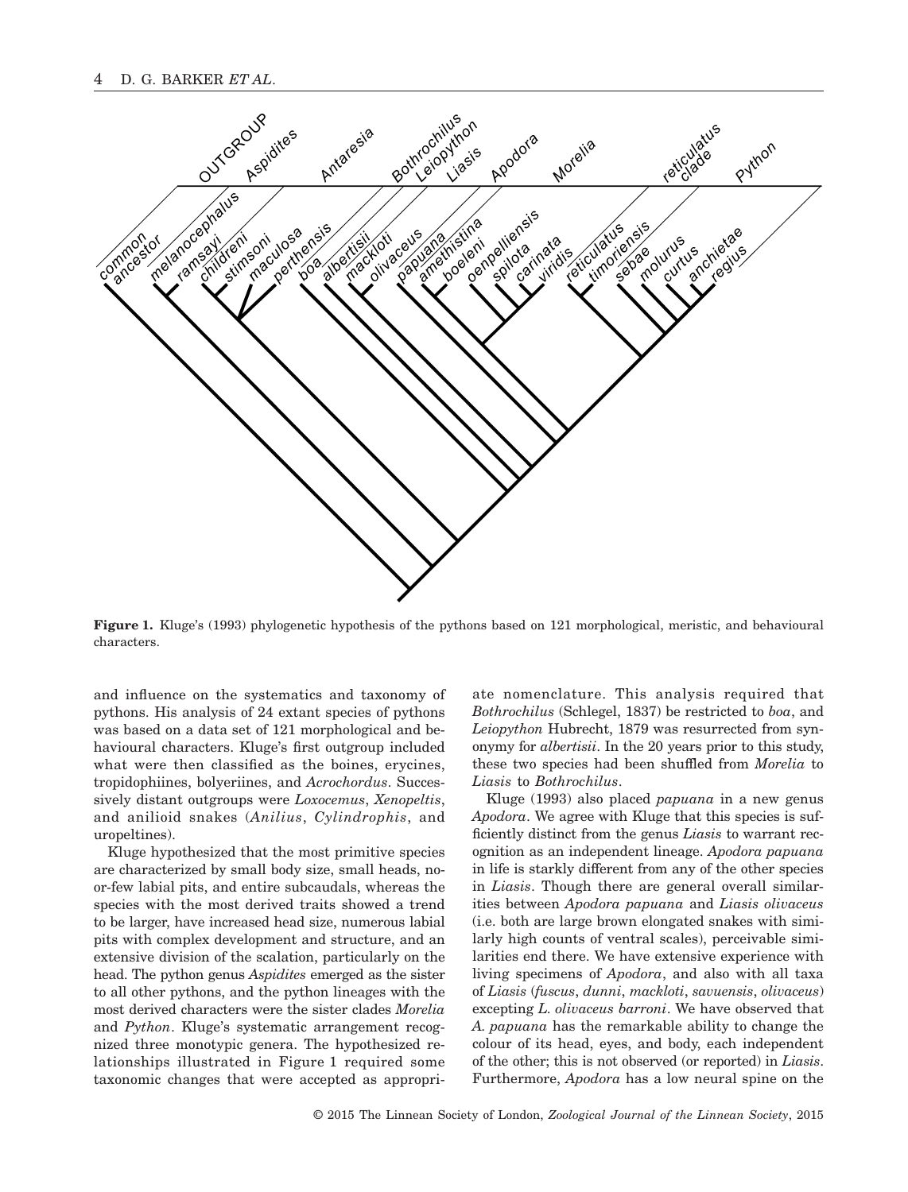**Figure 1.** Kluge's (1993) phylogenetic hypothesis of the pythons based on 121 morphological, meristic, and behavioural characters.

and influence on the systematics and taxonomy of pythons. His analysis of 24 extant species of pythons was based on a data set of 121 morphological and behavioural characters. Kluge's first outgroup included what were then classified as the boines, erycines, tropidophiines, bolyeriines, and *Acrochordus*. Successively distant outgroups were *Loxocemus*, *Xenopeltis*, and anilioid snakes (*Anilius*, *Cylindrophis*, and uropeltines).

Kluge hypothesized that the most primitive species are characterized by small body size, small heads, no-or-few labial pits, and entire subcaudals, whereas the species with the most derived traits showed a trend to be larger, have increased head size, numerous labial pits with complex development and structure, and an extensive division of the scalation, particularly on the head. The python genus *Aspidites* emerged as the sister to all other pythons, and the python lineages with the most derived characters were the sister clades *Morelia* and *Python*. Kluge's systematic arrangement recognized three monotypic genera. The hypothesized relationships illustrated in Figure 1 required some taxonomic changes that were accepted as appropriate nomenclature. This analysis required that *Bothrochilus* (Schlegel, 1837) be restricted to *boa*, and *Leiopython* Hubrecht, 1879 was resurrected from synonymy for *albertisii*. In the 20 years prior to this study, these two species had been shuffled from *Morelia* to *Liasis* to *Bothrochilus*.

Kluge (1993) also placed *papuana* in a new genus *Apodora*. We agree with Kluge that this species is sufficiently distinct from the genus *Liasis* to warrant recognition as an independent lineage. *Apodora papuana* in life is starkly different from any of the other species in *Liasis*. Though there are general overall similarities between *Apodora papuana* and *Liasis olivaceus* (i.e. both are large brown elongated snakes with similarly high counts of ventral scales), perceivable similarities end there. We have extensive experience with living specimens of *Apodora*, and also with all taxa of *Liasis* (*fuscus*, *dunni*, *mackloti*, *savuensis*, *olivaceus*) excepting *L. olivaceus barroni*. We have observed that *A. papuana* has the remarkable ability to change the colour of its head, eyes, and body, each independent of the other; this is not observed (or reported) in *Liasis*. Furthermore, *Apodora* has a low neural spine on the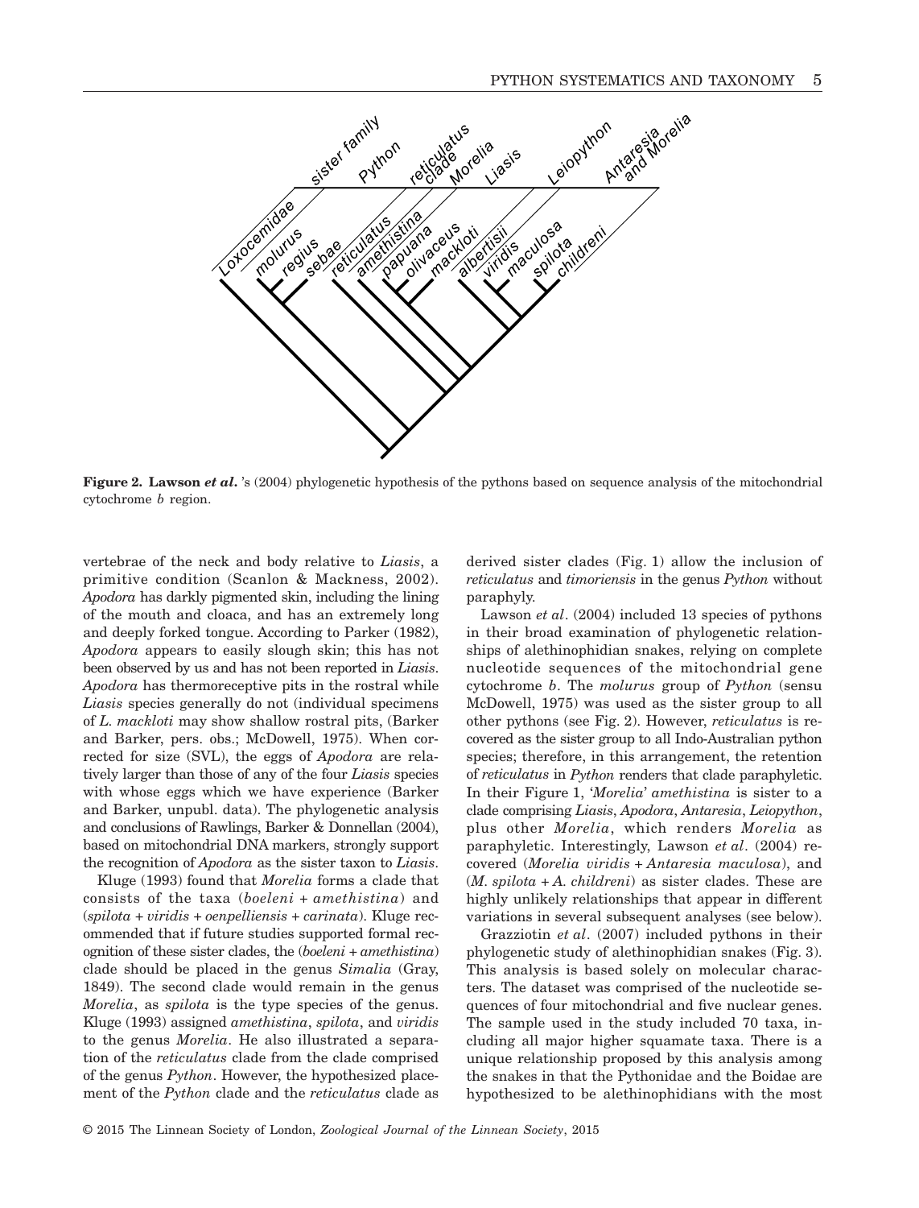**Figure 2. Lawson *et al*.** 's (2004) phylogenetic hypothesis of the pythons based on sequence analysis of the mitochondrial cytochrome *b* region.

vertebrae of the neck and body relative to *Liasis*, a primitive condition (Scanlon & Mackness, 2002). *Apodora* has darkly pigmented skin, including the lining of the mouth and cloaca, and has an extremely long and deeply forked tongue. According to Parker (1982), *Apodora* appears to easily slough skin; this has not been observed by us and has not been reported in *Liasis*. *Apodora* has thermoreceptive pits in the rostral while *Liasis* species generally do not (individual specimens of *L. mackloti* may show shallow rostral pits, (Barker and Barker, pers. obs.; McDowell, 1975). When corrected for size (SVL), the eggs of *Apodora* are relatively larger than those of any of the four *Liasis* species with whose eggs which we have experience (Barker and Barker, unpubl. data). The phylogenetic analysis and conclusions of Rawlings, Barker & Donnellan (2004), based on mitochondrial DNA markers, strongly support the recognition of *Apodora* as the sister taxon to *Liasis*.

Kluge (1993) found that *Morelia* forms a clade that consists of the taxa (*boeleni* + *amethistina*) and (*spilota* + *viridis* + *oenpelliensis* + *carinata*). Kluge recommended that if future studies supported formal recognition of these sister clades, the (*boeleni* + *amethistina*) clade should be placed in the genus *Simalia* (Gray, 1849). The second clade would remain in the genus *Morelia*, as *spilota* is the type species of the genus. Kluge (1993) assigned *amethistina*, *spilota*, and *viridis* to the genus *Morelia*. He also illustrated a separation of the *reticulatus* clade from the clade comprised of the genus *Python*. However, the hypothesized placement of the *Python* clade and the *reticulatus* clade as derived sister clades (Fig. 1) allow the inclusion of *reticulatus* and *timoriensis* in the genus *Python* without paraphyly.

Lawson *et al*. (2004) included 13 species of pythons in their broad examination of phylogenetic relationships of alethinophidian snakes, relying on complete nucleotide sequences of the mitochondrial gene cytochrome *b*. The *molurus* group of *Python* (sensu McDowell, 1975) was used as the sister group to all other pythons (see Fig. 2). However, *reticulatus* is recovered as the sister group to all Indo-Australian python species; therefore, in this arrangement, the retention of *reticulatus* in *Python* renders that clade paraphyletic. In their Figure 1, '*Morelia*' *amethistina* is sister to a clade comprising *Liasis*, *Apodora*, *Antaresia*, *Leiopython*, plus other *Morelia*, which renders *Morelia* as paraphyletic. Interestingly, Lawson *et al*. (2004) recovered (*Morelia viridis* + *Antaresia maculosa*), and (*M. spilota* + *A. childreni*) as sister clades. These are highly unlikely relationships that appear in different variations in several subsequent analyses (see below).

Grazziotin *et al*. (2007) included pythons in their phylogenetic study of alethinophidian snakes (Fig. 3). This analysis is based solely on molecular characters. The dataset was comprised of the nucleotide sequences of four mitochondrial and five nuclear genes. The sample used in the study included 70 taxa, including all major higher squamate taxa. There is a unique relationship proposed by this analysis among the snakes in that the Pythonidae and the Boidae are hypothesized to be alethinophidians with the most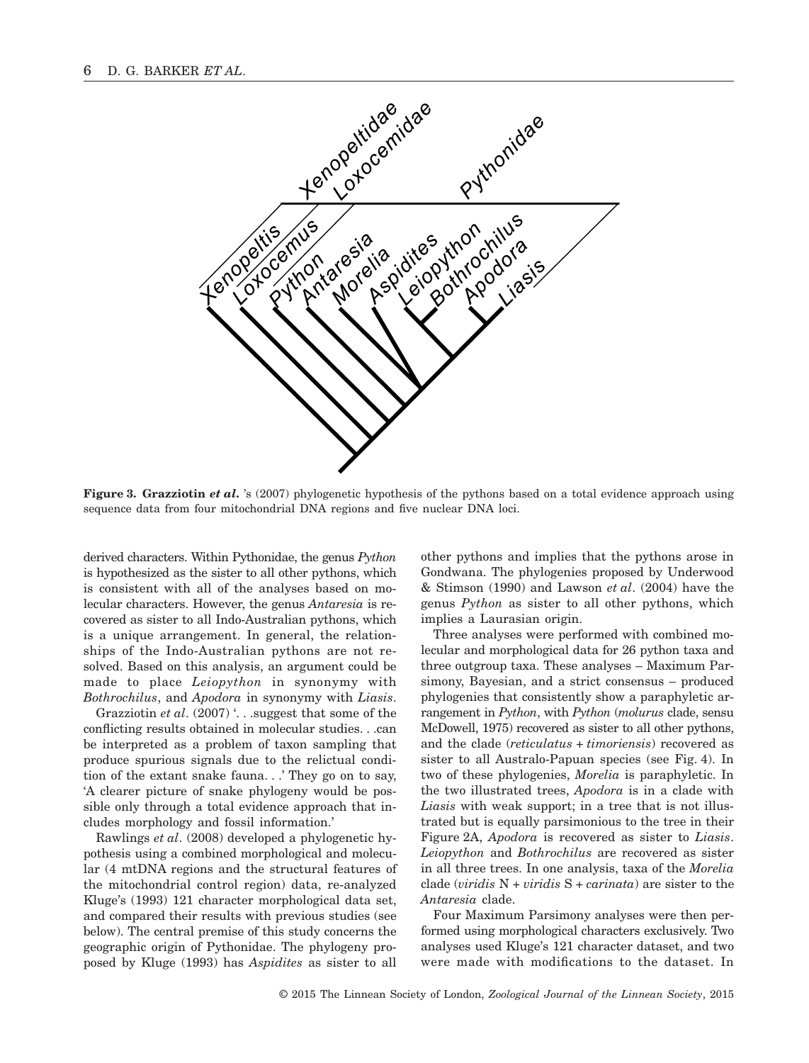**Figure 3. Grazziotin *et al.*** 's (2007) phylogenetic hypothesis of the pythons based on a total evidence approach using sequence data from four mitochondrial DNA regions and five nuclear DNA loci.

derived characters. Within Pythonidae, the genus *Python* is hypothesized as the sister to all other pythons, which is consistent with all of the analyses based on molecular characters. However, the genus *Antaresia* is recovered as sister to all Indo-Australian pythons, which is a unique arrangement. In general, the relationships of the Indo-Australian pythons are not resolved. Based on this analysis, an argument could be made to place *Leiopython* in synonymy with *Bothrochilus*, and *Apodora* in synonymy with *Liasis*.

Grazziotin *et al*. (2007) '. . .suggest that some of the conflicting results obtained in molecular studies. . .can be interpreted as a problem of taxon sampling that produce spurious signals due to the relictual condition of the extant snake fauna. . .' They go on to say, 'A clearer picture of snake phylogeny would be possible only through a total evidence approach that includes morphology and fossil information.'

Rawlings *et al*. (2008) developed a phylogenetic hypothesis using a combined morphological and molecular (4 mtDNA regions and the structural features of the mitochondrial control region) data, re-analyzed Kluge's (1993) 121 character morphological data set, and compared their results with previous studies (see below). The central premise of this study concerns the geographic origin of Pythonidae. The phylogeny proposed by Kluge (1993) has *Aspidites* as sister to all other pythons and implies that the pythons arose in Gondwana. The phylogenies proposed by Underwood & Stimson (1990) and Lawson *et al*. (2004) have the genus *Python* as sister to all other pythons, which implies a Laurasian origin.

Three analyses were performed with combined molecular and morphological data for 26 python taxa and three outgroup taxa. These analyses – Maximum Parsimony, Bayesian, and a strict consensus – produced phylogenies that consistently show a paraphyletic arrangement in *Python*, with *Python* (*molurus* clade, sensu McDowell, 1975) recovered as sister to all other pythons, and the clade (*reticulatus* + *timoriensis*) recovered as sister to all Australo-Papuan species (see Fig. 4). In two of these phylogenies, *Morelia* is paraphyletic. In the two illustrated trees, *Apodora* is in a clade with *Liasis* with weak support; in a tree that is not illustrated but is equally parsimonious to the tree in their Figure 2A, *Apodora* is recovered as sister to *Liasis*. *Leiopython* and *Bothrochilus* are recovered as sister in all three trees. In one analysis, taxa of the *Morelia* clade (*viridis* N + *viridis* S + *carinata*) are sister to the *Antaresia* clade.

Four Maximum Parsimony analyses were then performed using morphological characters exclusively. Two analyses used Kluge's 121 character dataset, and two were made with modifications to the dataset. In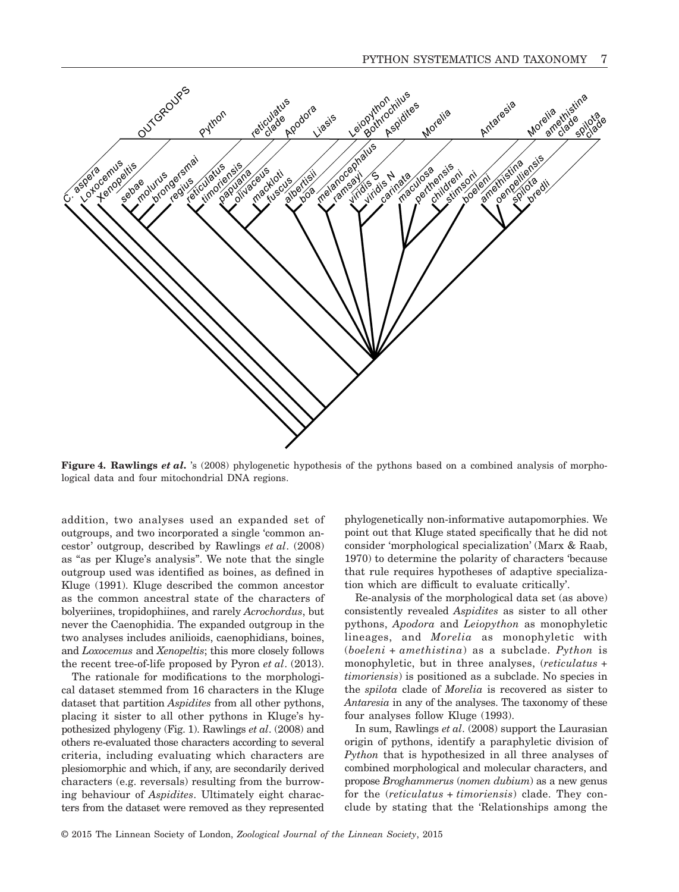**Figure 4. Rawlings *et al.*** 's (2008) phylogenetic hypothesis of the pythons based on a combined analysis of morphological data and four mitochondrial DNA regions.

addition, two analyses used an expanded set of outgroups, and two incorporated a single 'common ancestor' outgroup, described by Rawlings *et al*. (2008) as "as per Kluge's analysis". We note that the single outgroup used was identified as boines, as defined in Kluge (1991). Kluge described the common ancestor as the common ancestral state of the characters of bolyeriines, tropidophiines, and rarely *Acrochordus*, but never the Caenophidia. The expanded outgroup in the two analyses includes anilioids, caenophidians, boines, and *Loxocemus* and *Xenopeltis*; this more closely follows the recent tree-of-life proposed by Pyron *et al*. (2013).

The rationale for modifications to the morphological dataset stemmed from 16 characters in the Kluge dataset that partition *Aspidites* from all other pythons, placing it sister to all other pythons in Kluge's hypothesized phylogeny (Fig. 1). Rawlings *et al*. (2008) and others re-evaluated those characters according to several criteria, including evaluating which characters are plesiomorphic and which, if any, are secondarily derived characters (e.g. reversals) resulting from the burrowing behaviour of *Aspidites*. Ultimately eight characters from the dataset were removed as they represented phylogenetically non-informative autapomorphies. We point out that Kluge stated specifically that he did not consider 'morphological specialization' (Marx & Raab, 1970) to determine the polarity of characters 'because that rule requires hypotheses of adaptive specialization which are difficult to evaluate critically'.

Re-analysis of the morphological data set (as above) consistently revealed *Aspidites* as sister to all other pythons, *Apodora* and *Leiopython* as monophyletic lineages, and *Morelia* as monophyletic with (*boeleni* + *amethistina*) as a subclade. *Python* is monophyletic, but in three analyses, (*reticulatus* + *timoriensis*) is positioned as a subclade. No species in the *spilota* clade of *Morelia* is recovered as sister to *Antaresia* in any of the analyses. The taxonomy of these four analyses follow Kluge (1993).

In sum, Rawlings *et al*. (2008) support the Laurasian origin of pythons, identify a paraphyletic division of *Python* that is hypothesized in all three analyses of combined morphological and molecular characters, and propose *Broghammerus* (*nomen dubium*) as a new genus for the (*reticulatus* + *timoriensis*) clade. They conclude by stating that the 'Relationships among the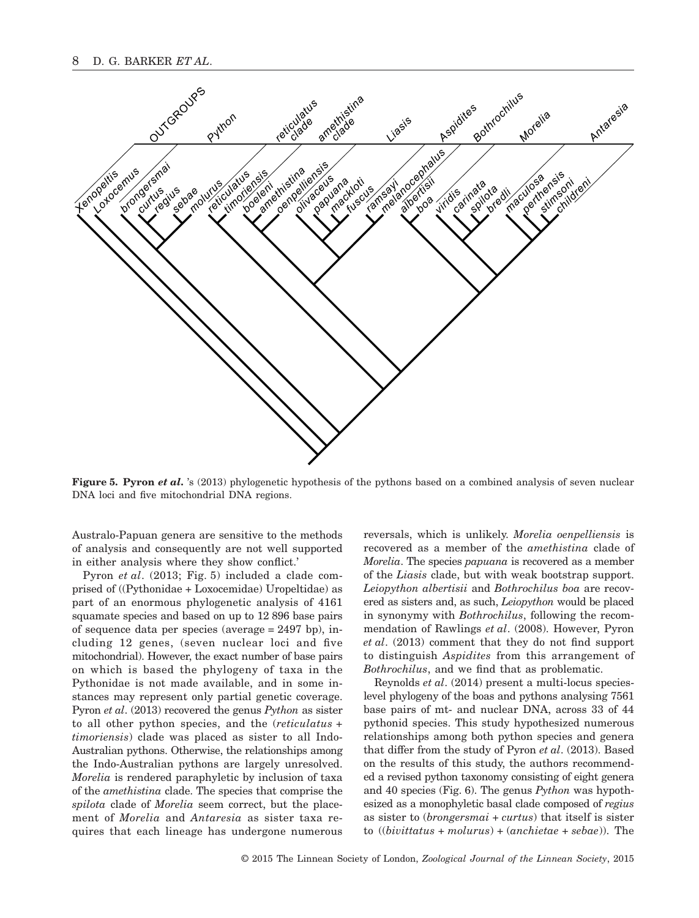**Figure 5. Pyron *et al.*'s (2013) phylogenetic hypothesis of the pythons based on a combined analysis of seven nuclear DNA loci and five mitochondrial DNA regions.**

Australo-Papuan genera are sensitive to the methods of analysis and consequently are not well supported in either analysis where they show conflict.'

Pyron *et al*. (2013; Fig. 5) included a clade comprised of ((Pythonidae + Loxocemidae) Uropeltidae) as part of an enormous phylogenetic analysis of 4161 squamate species and based on up to 12 896 base pairs of sequence data per species (average = 2497 bp), including 12 genes, (seven nuclear loci and five mitochondrial). However, the exact number of base pairs on which is based the phylogeny of taxa in the Pythonidae is not made available, and in some instances may represent only partial genetic coverage. Pyron *et al*. (2013) recovered the genus *Python* as sister to all other python species, and the (*reticulatus* + *timoriensis*) clade was placed as sister to all Indo-Australian pythons. Otherwise, the relationships among the Indo-Australian pythons are largely unresolved. *Morelia* is rendered paraphyletic by inclusion of taxa of the *amethistina* clade. The species that comprise the *spilota* clade of *Morelia* seem correct, but the placement of *Morelia* and *Antaresia* as sister taxa requires that each lineage has undergone numerous reversals, which is unlikely. *Morelia oenpelliensis* is recovered as a member of the *amethistina* clade of *Morelia*. The species *papuana* is recovered as a member of the *Liasis* clade, but with weak bootstrap support. *Leiopython albertisii* and *Bothrochilus boa* are recovered as sisters and, as such, *Leiopython* would be placed in synonymy with *Bothrochilus*, following the recommendation of Rawlings *et al*. (2008). However, Pyron *et al*. (2013) comment that they do not find support to distinguish *Aspidites* from this arrangement of *Bothrochilus*, and we find that as problematic.

Reynolds *et al*. (2014) present a multi-locus species-level phylogeny of the boas and pythons analysing 7561 base pairs of mt- and nuclear DNA, across 33 of 44 pythonid species. This study hypothesized numerous relationships among both python species and genera that differ from the study of Pyron *et al*. (2013). Based on the results of this study, the authors recommended a revised python taxonomy consisting of eight genera and 40 species (Fig. 6). The genus *Python* was hypothesized as a monophyletic basal clade composed of *regius* as sister to (*brongersmai* + *curtus*) that itself is sister to ((*bivittatus* + *molurus*) + (*anchietae* + *sebae*)). The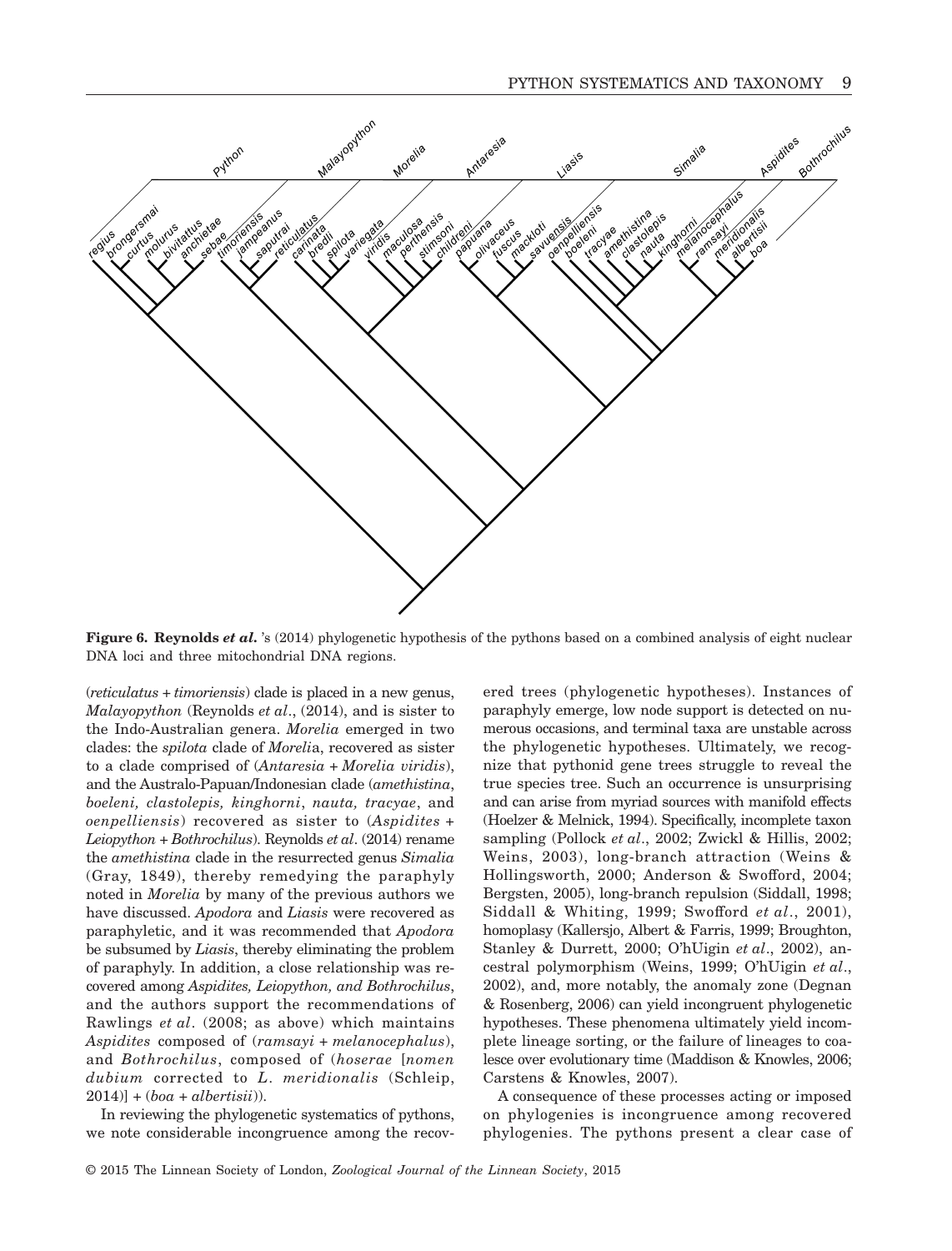**Figure 6. Reynolds *et al.*'s (2014) phylogenetic hypothesis of the pythons based on a combined analysis of eight nuclear DNA loci and three mitochondrial DNA regions.**

(*reticulatus* + *timoriensis*) clade is placed in a new genus, *Malayopython* (Reynolds *et al*., (2014), and is sister to the Indo-Australian genera. *Morelia* emerged in two clades: the *spilota* clade of *Morelia*, recovered as sister to a clade comprised of (*Antaresia* + *Morelia viridis*), and the Australo-Papuan/Indonesian clade (*amethistina*, *boeleni, clastolepis, kinghorni*, *nauta, tracyae*, and *oenpelliensis*) recovered as sister to (*Aspidites* + *Leiopython* + *Bothrochilus*). Reynolds *et al*. (2014) rename the *amethistina* clade in the resurrected genus *Simalia* (Gray, 1849), thereby remedying the paraphyly noted in *Morelia* by many of the previous authors we have discussed. *Apodora* and *Liasis* were recovered as paraphyletic, and it was recommended that *Apodora* be subsumed by *Liasis*, thereby eliminating the problem of paraphyly. In addition, a close relationship was recovered among *Aspidites, Leiopython, and Bothrochilus*, and the authors support the recommendations of Rawlings *et al*. (2008; as above) which maintains *Aspidites* composed of (*ramsayi* + *melanocephalus*), and *Bothrochilus*, composed of (*hoserae* [*nomen dubium* corrected to *L. meridionalis* (Schleip, 2014)] + (*boa* + *albertisii*)).

In reviewing the phylogenetic systematics of pythons, we note considerable incongruence among the recovered trees (phylogenetic hypotheses). Instances of paraphyly emerge, low node support is detected on numerous occasions, and terminal taxa are unstable across the phylogenetic hypotheses. Ultimately, we recognize that pythonid gene trees struggle to reveal the true species tree. Such an occurrence is unsurprising and can arise from myriad sources with manifold effects (Hoelzer & Melnick, 1994). Specifically, incomplete taxon sampling (Pollock *et al*., 2002; Zwickl & Hillis, 2002; Weins, 2003), long-branch attraction (Weins & Hollingsworth, 2000; Anderson & Swofford, 2004; Bergsten, 2005), long-branch repulsion (Siddall, 1998; Siddall & Whiting, 1999; Swofford *et al*., 2001), homoplasy (Kallersjo, Albert & Farris, 1999; Broughton, Stanley & Durrett, 2000; O'hUigin *et al*., 2002), ancestral polymorphism (Weins, 1999; O'hUigin *et al*., 2002), and, more notably, the anomaly zone (Degnan & Rosenberg, 2006) can yield incongruent phylogenetic hypotheses. These phenomena ultimately yield incomplete lineage sorting, or the failure of lineages to coalesce over evolutionary time (Maddison & Knowles, 2006; Carstens & Knowles, 2007).

A consequence of these processes acting or imposed on phylogenies is incongruence among recovered phylogenies. The pythons present a clear case of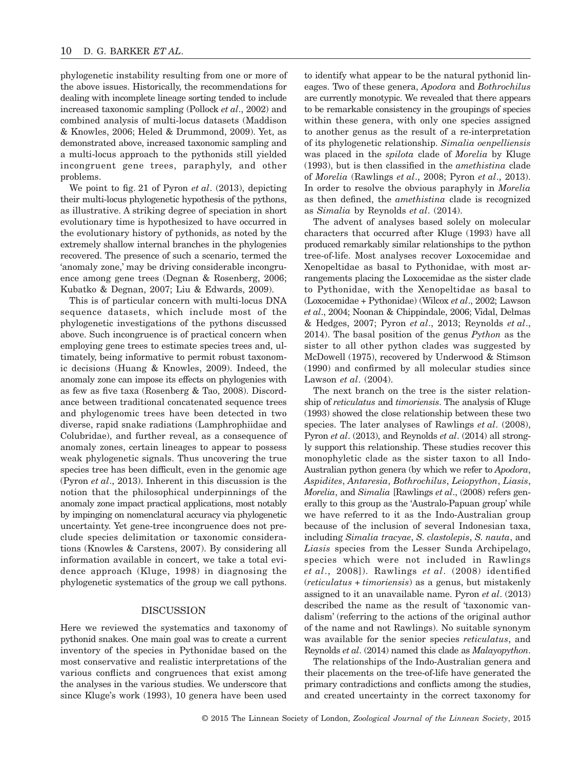phylogenetic instability resulting from one or more of the above issues. Historically, the recommendations for dealing with incomplete lineage sorting tended to include increased taxonomic sampling (Pollock *et al*., 2002) and combined analysis of multi-locus datasets (Maddison & Knowles, 2006; Heled & Drummond, 2009). Yet, as demonstrated above, increased taxonomic sampling and a multi-locus approach to the pythonids still yielded incongruent gene trees, paraphyly, and other problems.

We point to fig. 21 of Pyron *et al*. (2013), depicting their multi-locus phylogenetic hypothesis of the pythons, as illustrative. A striking degree of speciation in short evolutionary time is hypothesized to have occurred in the evolutionary history of pythonids, as noted by the extremely shallow internal branches in the phylogenies recovered. The presence of such a scenario, termed the 'anomaly zone,' may be driving considerable incongruence among gene trees (Degnan & Rosenberg, 2006; Kubatko & Degnan, 2007; Liu & Edwards, 2009).

This is of particular concern with multi-locus DNA sequence datasets, which include most of the phylogenetic investigations of the pythons discussed above. Such incongruence is of practical concern when employing gene trees to estimate species trees and, ultimately, being informative to permit robust taxonomic decisions (Huang & Knowles, 2009). Indeed, the anomaly zone can impose its effects on phylogenies with as few as five taxa (Rosenberg & Tao, 2008). Discordance between traditional concatenated sequence trees and phylogenomic trees have been detected in two diverse, rapid snake radiations (Lamphrophiidae and Colubridae), and further reveal, as a consequence of anomaly zones, certain lineages to appear to possess weak phylogenetic signals. Thus uncovering the true species tree has been difficult, even in the genomic age (Pyron *et al*., 2013). Inherent in this discussion is the notion that the philosophical underpinnings of the anomaly zone impact practical applications, most notably by impinging on nomenclatural accuracy via phylogenetic uncertainty. Yet gene-tree incongruence does not preclude species delimitation or taxonomic considerations (Knowles & Carstens, 2007). By considering all information available in concert, we take a total evidence approach (Kluge, 1998) in diagnosing the phylogenetic systematics of the group we call pythons.

## DISCUSSION

Here we reviewed the systematics and taxonomy of pythonid snakes. One main goal was to create a current inventory of the species in Pythonidae based on the most conservative and realistic interpretations of the various conflicts and congruences that exist among the analyses in the various studies. We underscore that since Kluge's work (1993), 10 genera have been used to identify what appear to be the natural pythonid lineages. Two of these genera, *Apodora* and *Bothrochilus* are currently monotypic. We revealed that there appears to be remarkable consistency in the groupings of species within these genera, with only one species assigned to another genus as the result of a re-interpretation of its phylogenetic relationship. *Simalia oenpelliensis* was placed in the *spilota* clade of *Morelia* by Kluge (1993), but is then classified in the *amethistina* clade of *Morelia* (Rawlings *et al*., 2008; Pyron *et al*., 2013). In order to resolve the obvious paraphyly in *Morelia* as then defined, the *amethistina* clade is recognized as *Simalia* by Reynolds *et al*. (2014).

The advent of analyses based solely on molecular characters that occurred after Kluge (1993) have all produced remarkably similar relationships to the python tree-of-life. Most analyses recover Loxocemidae and Xenopeltidae as basal to Pythonidae, with most arrangements placing the Loxocemidae as the sister clade to Pythonidae, with the Xenopeltidae as basal to (Loxocemidae + Pythonidae) (Wilcox *et al*., 2002; Lawson *et al*., 2004; Noonan & Chippindale, 2006; Vidal, Delmas & Hedges, 2007; Pyron *et al*., 2013; Reynolds *et al*., 2014). The basal position of the genus *Python* as the sister to all other python clades was suggested by McDowell (1975), recovered by Underwood & Stimson (1990) and confirmed by all molecular studies since Lawson *et al*. (2004).

The next branch on the tree is the sister relationship of *reticulatus* and *timoriensis*. The analysis of Kluge (1993) showed the close relationship between these two species. The later analyses of Rawlings *et al*. (2008), Pyron *et al*. (2013), and Reynolds *et al*. (2014) all strongly support this relationship. These studies recover this monophyletic clade as the sister taxon to all Indo-Australian python genera (by which we refer to *Apodora*, *Aspidites*, *Antaresia*, *Bothrochilus*, *Leiopython*, *Liasis*, *Morelia*, and *Simalia* [Rawlings *et al*., (2008) refers generally to this group as the 'Australo-Papuan group' while we have referred to it as the Indo-Australian group because of the inclusion of several Indonesian taxa, including *Simalia tracyae*, *S. clastolepis*, *S. nauta*, and *Liasis* species from the Lesser Sunda Archipelago, species which were not included in Rawlings *et al*., 2008]). Rawlings *et al*. (2008) identified (*reticulatus* + *timoriensis*) as a genus, but mistakenly assigned to it an unavailable name. Pyron *et al*. (2013) described the name as the result of 'taxonomic vandalism' (referring to the actions of the original author of the name and not Rawlings). No suitable synonym was available for the senior species *reticulatus*, and Reynolds *et al*. (2014) named this clade as *Malayopython*.

The relationships of the Indo-Australian genera and their placements on the tree-of-life have generated the primary contradictions and conflicts among the studies, and created uncertainty in the correct taxonomy for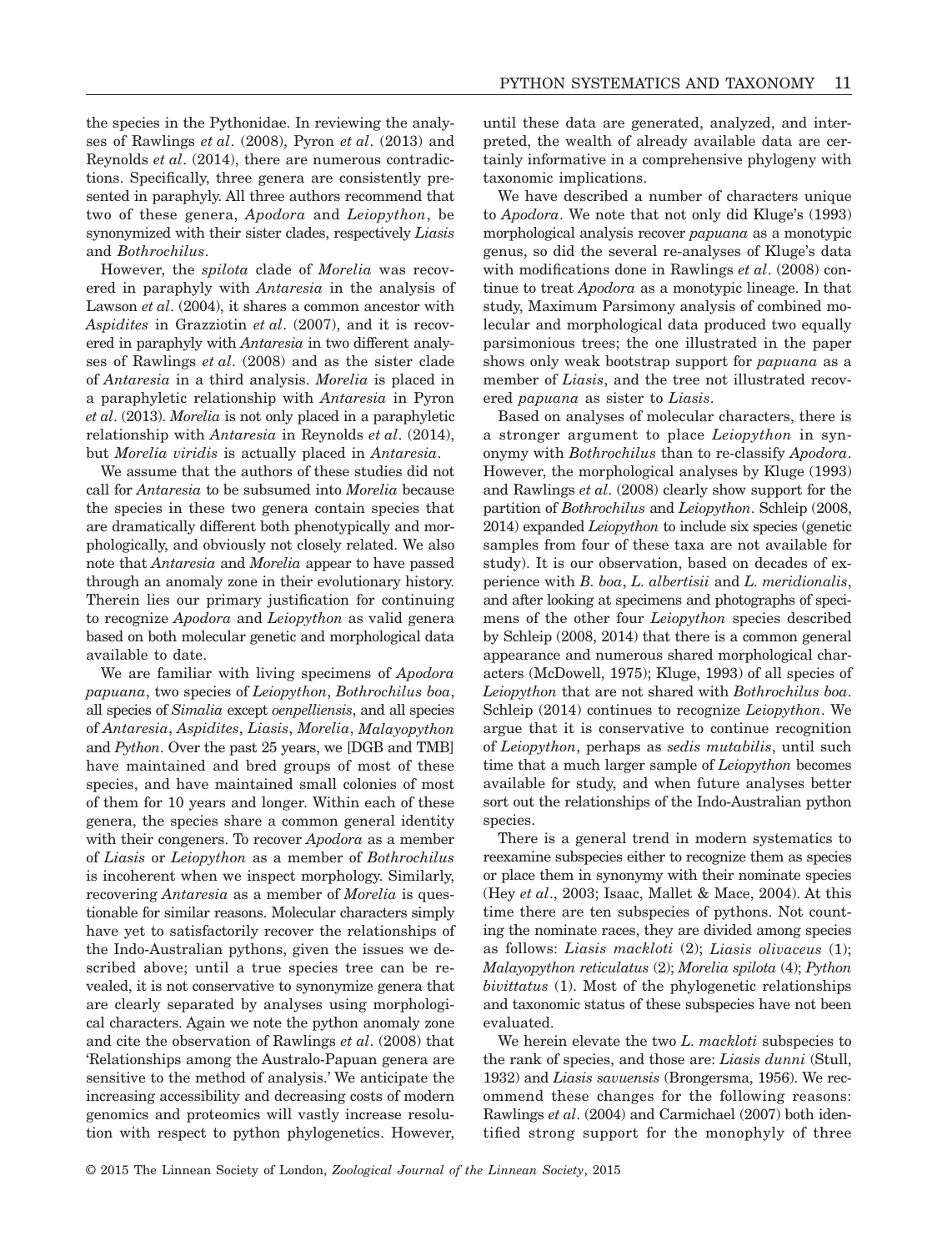the species in the Pythonidae. In reviewing the analyses of Rawlings *et al*. (2008), Pyron *et al*. (2013) and Reynolds *et al*. (2014), there are numerous contradictions. Specifically, three genera are consistently presented in paraphyly. All three authors recommend that two of these genera, *Apodora* and *Leiopython*, be synonymized with their sister clades, respectively *Liasis* and *Bothrochilus*.

However, the *spilota* clade of *Morelia* was recovered in paraphyly with *Antaresia* in the analysis of Lawson *et al*. (2004), it shares a common ancestor with *Aspidites* in Grazziotin *et al*. (2007), and it is recovered in paraphyly with *Antaresia* in two different analyses of Rawlings *et al*. (2008) and as the sister clade of *Antaresia* in a third analysis. *Morelia* is placed in a paraphyletic relationship with *Antaresia* in Pyron *et al*. (2013). *Morelia* is not only placed in a paraphyletic relationship with *Antaresia* in Reynolds *et al*. (2014), but *Morelia viridis* is actually placed in *Antaresia*.

We assume that the authors of these studies did not call for *Antaresia* to be subsumed into *Morelia* because the species in these two genera contain species that are dramatically different both phenotypically and morphologically, and obviously not closely related. We also note that *Antaresia* and *Morelia* appear to have passed through an anomaly zone in their evolutionary history. Therein lies our primary justification for continuing to recognize *Apodora* and *Leiopython* as valid genera based on both molecular genetic and morphological data available to date.

We are familiar with living specimens of *Apodora papuana*, two species of *Leiopython*, *Bothrochilus boa*, all species of *Simalia* except *oenpelliensis*, and all species of *Antaresia*, *Aspidites*, *Liasis*, *Morelia*, *Malayopython* and *Python*. Over the past 25 years, we [DGB and TMB] have maintained and bred groups of most of these species, and have maintained small colonies of most of them for 10 years and longer. Within each of these genera, the species share a common general identity with their congeners. To recover *Apodora* as a member of *Liasis* or *Leiopython* as a member of *Bothrochilus* is incoherent when we inspect morphology. Similarly, recovering *Antaresia* as a member of *Morelia* is questionable for similar reasons. Molecular characters simply have yet to satisfactorily recover the relationships of the Indo-Australian pythons, given the issues we described above; until a true species tree can be revealed, it is not conservative to synonymize genera that are clearly separated by analyses using morphological characters. Again we note the python anomaly zone and cite the observation of Rawlings *et al*. (2008) that 'Relationships among the Australo-Papuan genera are sensitive to the method of analysis.' We anticipate the increasing accessibility and decreasing costs of modern genomics and proteomics will vastly increase resolution with respect to python phylogenetics. However, until these data are generated, analyzed, and interpreted, the wealth of already available data are certainly informative in a comprehensive phylogeny with taxonomic implications.

We have described a number of characters unique to *Apodora*. We note that not only did Kluge's (1993) morphological analysis recover *papuana* as a monotypic genus, so did the several re-analyses of Kluge's data with modifications done in Rawlings *et al*. (2008) continue to treat *Apodora* as a monotypic lineage. In that study, Maximum Parsimony analysis of combined molecular and morphological data produced two equally parsimonious trees; the one illustrated in the paper shows only weak bootstrap support for *papuana* as a member of *Liasis*, and the tree not illustrated recovered *papuana* as sister to *Liasis*.

Based on analyses of molecular characters, there is a stronger argument to place *Leiopython* in synonymy with *Bothrochilus* than to re-classify *Apodora*. However, the morphological analyses by Kluge (1993) and Rawlings *et al*. (2008) clearly show support for the partition of *Bothrochilus* and *Leiopython*. Schleip (2008, 2014) expanded *Leiopython* to include six species (genetic samples from four of these taxa are not available for study). It is our observation, based on decades of experience with *B. boa*, *L. albertisii* and *L. meridionalis*, and after looking at specimens and photographs of specimens of the other four *Leiopython* species described by Schleip (2008, 2014) that there is a common general appearance and numerous shared morphological characters (McDowell, 1975); Kluge, 1993) of all species of *Leiopython* that are not shared with *Bothrochilus boa*. Schleip (2014) continues to recognize *Leiopython*. We argue that it is conservative to continue recognition of *Leiopython*, perhaps as *sedis mutabilis*, until such time that a much larger sample of *Leiopython* becomes available for study, and when future analyses better sort out the relationships of the Indo-Australian python species.

There is a general trend in modern systematics to reexamine subspecies either to recognize them as species or place them in synonymy with their nominate species (Hey *et al*., 2003; Isaac, Mallet & Mace, 2004). At this time there are ten subspecies of pythons. Not counting the nominate races, they are divided among species as follows: *Liasis mackloti* (2); *Liasis olivaceus* (1); *Malayopython reticulatus* (2); *Morelia spilota* (4); *Python bivittatus* (1). Most of the phylogenetic relationships and taxonomic status of these subspecies have not been evaluated.

We herein elevate the two *L. mackloti* subspecies to the rank of species, and those are: *Liasis dunni* (Stull, 1932) and *Liasis savuensis* (Brongersma, 1956). We recommend these changes for the following reasons: Rawlings *et al*. (2004) and Carmichael (2007) both identified strong support for the monophyly of three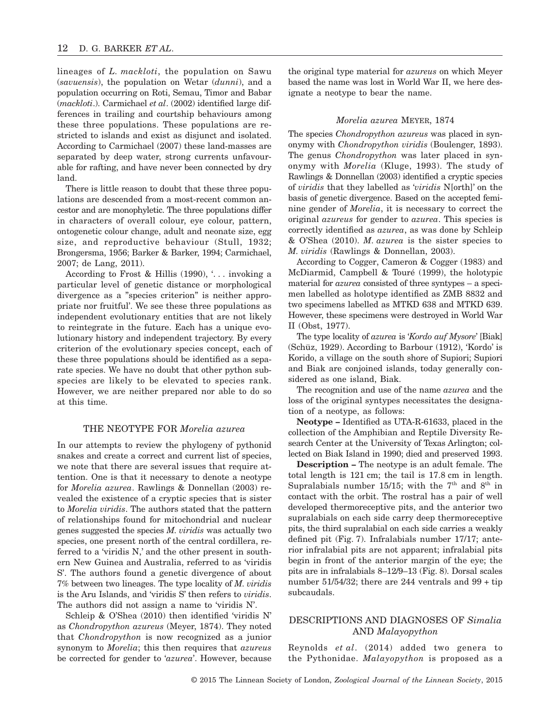lineages of *L. mackloti*, the population on Sawu (*savuensis*), the population on Wetar (*dunni*), and a population occurring on Roti, Semau, Timor and Babar (*mackloti*.). Carmichael *et al*. (2002) identified large differences in trailing and courtship behaviours among these three populations. These populations are restricted to islands and exist as disjunct and isolated. According to Carmichael (2007) these land-masses are separated by deep water, strong currents unfavourable for rafting, and have never been connected by dry land.

There is little reason to doubt that these three populations are descended from a most-recent common ancestor and are monophyletic. The three populations differ in characters of overall colour, eye colour, pattern, ontogenetic colour change, adult and neonate size, egg size, and reproductive behaviour (Stull, 1932; Brongersma, 1956; Barker & Barker, 1994; Carmichael, 2007; de Lang, 2011).

According to Frost & Hillis (1990), '. . . invoking a particular level of genetic distance or morphological divergence as a "species criterion" is neither appropriate nor fruitful'. We see these three populations as independent evolutionary entities that are not likely to reintegrate in the future. Each has a unique evolutionary history and independent trajectory. By every criterion of the evolutionary species concept, each of these three populations should be identified as a separate species. We have no doubt that other python subspecies are likely to be elevated to species rank. However, we are neither prepared nor able to do so at this time.

## THE NEOTYPE FOR *Morelia azurea*

In our attempts to review the phylogeny of pythonid snakes and create a correct and current list of species, we note that there are several issues that require attention. One is that it necessary to denote a neotype for *Morelia azurea*. Rawlings & Donnellan (2003) revealed the existence of a cryptic species that is sister to *Morelia viridis*. The authors stated that the pattern of relationships found for mitochondrial and nuclear genes suggested the species *M. viridis* was actually two species, one present north of the central cordillera, referred to a 'viridis N,' and the other present in southern New Guinea and Australia, referred to as 'viridis S'. The authors found a genetic divergence of about 7% between two lineages. The type locality of *M. viridis* is the Aru Islands, and 'viridis S' then refers to *viridis*. The authors did not assign a name to 'viridis N'.

Schleip & O'Shea (2010) then identified 'viridis N' as *Chondropython azureus* (Meyer, 1874). They noted that *Chondropython* is now recognized as a junior synonym to *Morelia*; this then requires that *azureus* be corrected for gender to '*azurea*'. However, because the original type material for *azureus* on which Meyer based the name was lost in World War II, we here designate a neotype to bear the name.

### *Morelia azurea* MEYER, 1874

The species *Chondropython azureus* was placed in synonymy with *Chondropython viridis* (Boulenger, 1893). The genus *Chondropython* was later placed in synonymy with *Morelia* (Kluge, 1993). The study of Rawlings & Donnellan (2003) identified a cryptic species of *viridis* that they labelled as '*viridis* N[orth]' on the basis of genetic divergence. Based on the accepted feminine gender of *Morelia*, it is necessary to correct the original *azureus* for gender to *azurea*. This species is correctly identified as *azurea*, as was done by Schleip & O'Shea (2010). *M. azurea* is the sister species to *M. viridis* (Rawlings & Donnellan, 2003).

According to Cogger, Cameron & Cogger (1983) and McDiarmid, Campbell & Touré (1999), the holotypic material for *azurea* consisted of three syntypes – a specimen labelled as holotype identified as ZMB 8832 and two specimens labelled as MTKD 638 and MTKD 639. However, these specimens were destroyed in World War II (Obst, 1977).

The type locality of *azurea* is '*Kordo auf Mysore*' [Biak] (Schüz, 1929). According to Barbour (1912), 'Kordo' is Korido, a village on the south shore of Supiori; Supiori and Biak are conjoined islands, today generally considered as one island, Biak.

The recognition and use of the name *azurea* and the loss of the original syntypes necessitates the designation of a neotype, as follows:

**Neotype –** Identified as UTA-R-61633, placed in the collection of the Amphibian and Reptile Diversity Research Center at the University of Texas Arlington; collected on Biak Island in 1990; died and preserved 1993.

**Description –** The neotype is an adult female. The total length is 121 cm; the tail is 17.8 cm in length. Supralabials number 15/15; with the 7th and 8th in contact with the orbit. The rostral has a pair of well developed thermoreceptive pits, and the anterior two supralabials on each side carry deep thermoreceptive pits, the third supralabial on each side carries a weakly defined pit (Fig. 7). Infralabials number 17/17; anterior infralabial pits are not apparent; infralabial pits begin in front of the anterior margin of the eye; the pits are in infralabials 8–12/9–13 (Fig. 8). Dorsal scales number 51/54/32; there are 244 ventrals and 99 + tip subcaudals.

## DESCRIPTIONS AND DIAGNOSES OF *Simalia* AND *Malayopython*

Reynolds *et al*. (2014) added two genera to the Pythonidae. *Malayopython* is proposed as a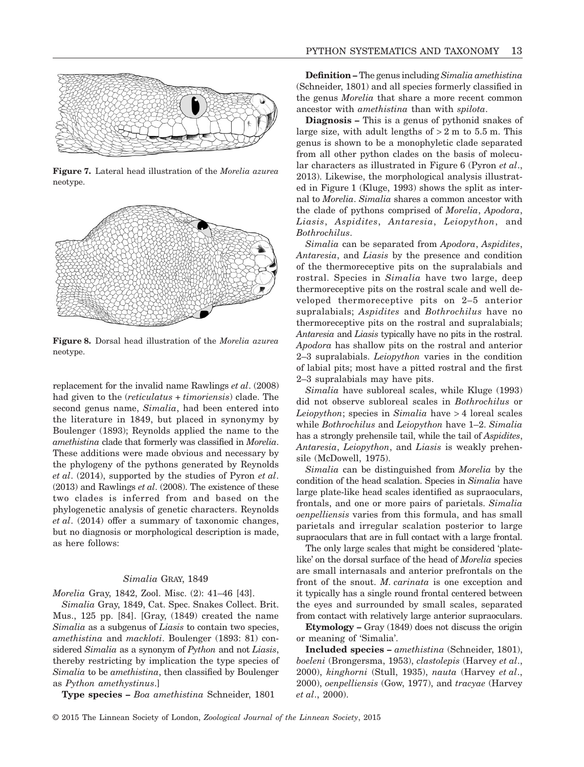Figure 7. Lateral head illustration of the *Morelia azurea* neotype.

Figure 8. Dorsal head illustration of the *Morelia azurea* neotype.

replacement for the invalid name Rawlings *et al*. (2008) had given to the (*reticulatus* + *timoriensis*) clade. The second genus name, *Simalia*, had been entered into the literature in 1849, but placed in synonymy by Boulenger (1893); Reynolds applied the name to the *amethistina* clade that formerly was classified in *Morelia*. These additions were made obvious and necessary by the phylogeny of the pythons generated by Reynolds *et al*. (2014), supported by the studies of Pyron *et al*. (2013) and Rawlings *et al*. (2008). The existence of these two clades is inferred from and based on the phylogenetic analysis of genetic characters. Reynolds *et al*. (2014) offer a summary of taxonomic changes, but no diagnosis or morphological description is made, as here follows:

### *Simalia* Gray, 1849

*Morelia* Gray, 1842, Zool. Misc. (2): 41–46 [43].

*Simalia* Gray, 1849, Cat. Spec. Snakes Collect. Brit. Mus., 125 pp. [84]. [Gray, (1849) created the name *Simalia* as a subgenus of *Liasis* to contain two species, *amethistina* and *mackloti*. Boulenger (1893: 81) considered *Simalia* as a synonym of *Python* and not *Liasis*, thereby restricting by implication the type species of *Simalia* to be *amethistina*, then classified by Boulenger as *Python amethystinus*.]

**Type species –** *Boa amethistina* Schneider, 1801

**Definition –** The genus including *Simalia amethistina* (Schneider, 1801) and all species formerly classified in the genus *Morelia* that share a more recent common ancestor with *amethistina* than with *spilota*.

**Diagnosis –** This is a genus of pythonid snakes of large size, with adult lengths of > 2 m to 5.5 m. This genus is shown to be a monophyletic clade separated from all other python clades on the basis of molecular characters as illustrated in Figure 6 (Pyron *et al*., 2013). Likewise, the morphological analysis illustrated in Figure 1 (Kluge, 1993) shows the split as internal to *Morelia*. *Simalia* shares a common ancestor with the clade of pythons comprised of *Morelia*, *Apodora*, *Liasis*, *Aspidites*, *Antaresia*, *Leiopython*, and *Bothrochilus*.

*Simalia* can be separated from *Apodora*, *Aspidites*, *Antaresia*, and *Liasis* by the presence and condition of the thermoreceptive pits on the supralabials and rostral. Species in *Simalia* have two large, deep thermoreceptive pits on the rostral scale and well developed thermoreceptive pits on 2–5 anterior supralabials; *Aspidites* and *Bothrochilus* have no thermoreceptive pits on the rostral and supralabials; *Antaresia* and *Liasis* typically have no pits in the rostral. *Apodora* has shallow pits on the rostral and anterior 2–3 supralabials. *Leiopython* varies in the condition of labial pits; most have a pitted rostral and the first 2–3 supralabials may have pits.

*Simalia* have subloreal scales, while Kluge (1993) did not observe subloreal scales in *Bothrochilus* or *Leiopython*; species in *Simalia* have > 4 loreal scales while *Bothrochilus* and *Leiopython* have 1–2. *Simalia* has a strongly prehensile tail, while the tail of *Aspidites*, *Antaresia*, *Leiopython*, and *Liasis* is weakly prehensile (McDowell, 1975).

*Simalia* can be distinguished from *Morelia* by the condition of the head scalation. Species in *Simalia* have large plate-like head scales identified as supraoculars, frontals, and one or more pairs of parietals. *Simalia oenpelliensis* varies from this formula, and has small parietals and irregular scalation posterior to large supraoculars that are in full contact with a large frontal.

The only large scales that might be considered 'plate-like' on the dorsal surface of the head of *Morelia* species are small internasals and anterior prefrontals on the front of the snout. *M. carinata* is one exception and it typically has a single round frontal centered between the eyes and surrounded by small scales, separated from contact with relatively large anterior supraoculars.

**Etymology –** Gray (1849) does not discuss the origin or meaning of 'Simalia'.

**Included species –** *amethistina* (Schneider, 1801), *boeleni* (Brongersma, 1953), *clastolepis* (Harvey *et al*., 2000), *kinghorni* (Stull, 1935), *nauta* (Harvey *et al*., 2000), *oenpelliensis* (Gow, 1977), and *tracyae* (Harvey *et al*., 2000).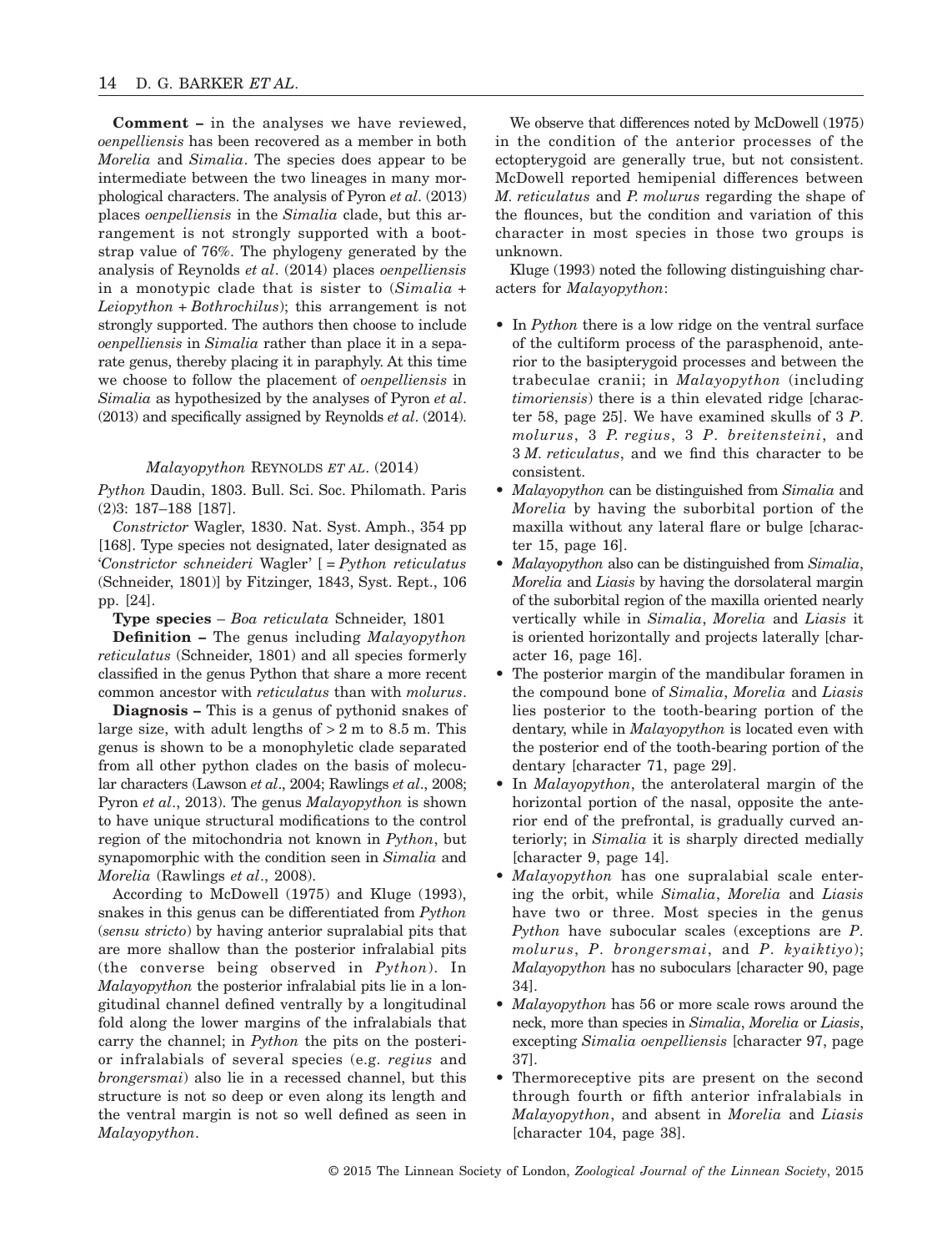**Comment –** in the analyses we have reviewed, *oenpelliensis* has been recovered as a member in both *Morelia* and *Simalia*. The species does appear to be intermediate between the two lineages in many morphological characters. The analysis of Pyron *et al*. (2013) places *oenpelliensis* in the *Simalia* clade, but this arrangement is not strongly supported with a bootstrap value of 76%. The phylogeny generated by the analysis of Reynolds *et al*. (2014) places *oenpelliensis* in a monotypic clade that is sister to (*Simalia* + *Leiopython* + *Bothrochilus*); this arrangement is not strongly supported. The authors then choose to include *oenpelliensis* in *Simalia* rather than place it in a separate genus, thereby placing it in paraphyly. At this time we choose to follow the placement of *oenpelliensis* in *Simalia* as hypothesized by the analyses of Pyron *et al*. (2013) and specifically assigned by Reynolds *et al*. (2014).

### *Malayopython* REYNOLDS *ET AL*. (2014)

*Python* Daudin, 1803. Bull. Sci. Soc. Philomath. Paris (2)3: 187–188 [187].

*Constrictor* Wagler, 1830. Nat. Syst. Amph., 354 pp [168]. Type species not designated, later designated as '*Constrictor schneideri* Wagler' [ = *Python reticulatus* (Schneider, 1801)] by Fitzinger, 1843, Syst. Rept., 106 pp. [24].

**Type species** – *Boa reticulata* Schneider, 1801

**Definition –** The genus including *Malayopython reticulatus* (Schneider, 1801) and all species formerly classified in the genus Python that share a more recent common ancestor with *reticulatus* than with *molurus*.

**Diagnosis –** This is a genus of pythonid snakes of large size, with adult lengths of > 2 m to 8.5 m. This genus is shown to be a monophyletic clade separated from all other python clades on the basis of molecular characters (Lawson *et al*., 2004; Rawlings *et al*., 2008; Pyron *et al*., 2013). The genus *Malayopython* is shown to have unique structural modifications to the control region of the mitochondria not known in *Python*, but synapomorphic with the condition seen in *Simalia* and *Morelia* (Rawlings *et al*., 2008).

According to McDowell (1975) and Kluge (1993), snakes in this genus can be differentiated from *Python* (*sensu stricto*) by having anterior supralabial pits that are more shallow than the posterior infralabial pits (the converse being observed in *Python*). In *Malayopython* the posterior infralabial pits lie in a longitudinal channel defined ventrally by a longitudinal fold along the lower margins of the infralabials that carry the channel; in *Python* the pits on the posterior infralabials of several species (e.g. *regius* and *brongersmai*) also lie in a recessed channel, but this structure is not so deep or even along its length and the ventral margin is not so well defined as seen in *Malayopython*.

We observe that differences noted by McDowell (1975) in the condition of the anterior processes of the ectopterygoid are generally true, but not consistent. McDowell reported hemipenial differences between *M. reticulatus* and *P. molurus* regarding the shape of the flounces, but the condition and variation of this character in most species in those two groups is unknown.

Kluge (1993) noted the following distinguishing characters for *Malayopython*:

- In *Python* there is a low ridge on the ventral surface of the cultiform process of the parasphenoid, anterior to the basipterygoid processes and between the trabeculae cranii; in *Malayopython* (including *timoriensis*) there is a thin elevated ridge [character 58, page 25]. We have examined skulls of 3 *P. molurus*, 3 *P. regius*, 3 *P. breitensteini*, and 3 *M. reticulatus*, and we find this character to be consistent.
- *Malayopython* can be distinguished from *Simalia* and *Morelia* by having the suborbital portion of the maxilla without any lateral flare or bulge [character 15, page 16].
- *Malayopython* also can be distinguished from *Simalia*, *Morelia* and *Liasis* by having the dorsolateral margin of the suborbital region of the maxilla oriented nearly vertically while in *Simalia*, *Morelia* and *Liasis* it is oriented horizontally and projects laterally [character 16, page 16].
- The posterior margin of the mandibular foramen in the compound bone of *Simalia*, *Morelia* and *Liasis* lies posterior to the tooth-bearing portion of the dentary, while in *Malayopython* is located even with the posterior end of the tooth-bearing portion of the dentary [character 71, page 29].
- In *Malayopython*, the anterolateral margin of the horizontal portion of the nasal, opposite the anterior end of the prefrontal, is gradually curved anteriorly; in *Simalia* it is sharply directed medially [character 9, page 14].
- *Malayopython* has one supralabial scale entering the orbit, while *Simalia*, *Morelia* and *Liasis* have two or three. Most species in the genus *Python* have subocular scales (exceptions are *P. molurus*, *P. brongersmai*, and *P. kyaiktiyo*); *Malayopython* has no suboculars [character 90, page 34].
- *Malayopython* has 56 or more scale rows around the neck, more than species in *Simalia*, *Morelia* or *Liasis*, excepting *Simalia oenpelliensis* [character 97, page 37].
- Thermoreceptive pits are present on the second through fourth or fifth anterior infralabials in *Malayopython*, and absent in *Morelia* and *Liasis* [character 104, page 38].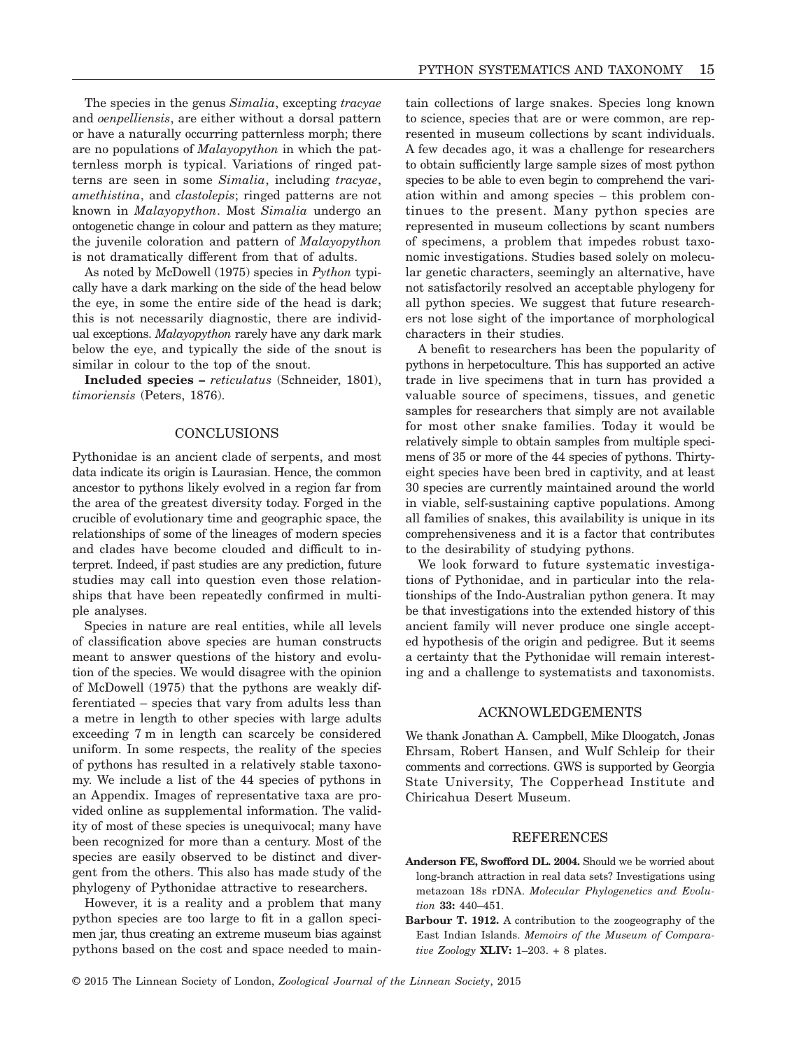The species in the genus *Simalia*, excepting *tracyae* and *oenpelliensis*, are either without a dorsal pattern or have a naturally occurring patternless morph; there are no populations of *Malayopython* in which the patternless morph is typical. Variations of ringed patterns are seen in some *Simalia*, including *tracyae*, *amethistina*, and *clastolepis*; ringed patterns are not known in *Malayopython*. Most *Simalia* undergo an ontogenetic change in colour and pattern as they mature; the juvenile coloration and pattern of *Malayopython* is not dramatically different from that of adults.

As noted by McDowell (1975) species in *Python* typically have a dark marking on the side of the head below the eye, in some the entire side of the head is dark; this is not necessarily diagnostic, there are individual exceptions. *Malayopython* rarely have any dark mark below the eye, and typically the side of the snout is similar in colour to the top of the snout.

**Included species –** *reticulatus* (Schneider, 1801), *timoriensis* (Peters, 1876).

## CONCLUSIONS

Pythonidae is an ancient clade of serpents, and most data indicate its origin is Laurasian. Hence, the common ancestor to pythons likely evolved in a region far from the area of the greatest diversity today. Forged in the crucible of evolutionary time and geographic space, the relationships of some of the lineages of modern species and clades have become clouded and difficult to interpret. Indeed, if past studies are any prediction, future studies may call into question even those relationships that have been repeatedly confirmed in multiple analyses.

Species in nature are real entities, while all levels of classification above species are human constructs meant to answer questions of the history and evolution of the species. We would disagree with the opinion of McDowell (1975) that the pythons are weakly differentiated – species that vary from adults less than a metre in length to other species with large adults exceeding 7 m in length can scarcely be considered uniform. In some respects, the reality of the species of pythons has resulted in a relatively stable taxonomy. We include a list of the 44 species of pythons in an Appendix. Images of representative taxa are provided online as supplemental information. The validity of most of these species is unequivocal; many have been recognized for more than a century. Most of the species are easily observed to be distinct and divergent from the others. This also has made study of the phylogeny of Pythonidae attractive to researchers.

However, it is a reality and a problem that many python species are too large to fit in a gallon specimen jar, thus creating an extreme museum bias against pythons based on the cost and space needed to maintain collections of large snakes. Species long known to science, species that are or were common, are represented in museum collections by scant individuals. A few decades ago, it was a challenge for researchers to obtain sufficiently large sample sizes of most python species to be able to even begin to comprehend the variation within and among species – this problem continues to the present. Many python species are represented in museum collections by scant numbers of specimens, a problem that impedes robust taxonomic investigations. Studies based solely on molecular genetic characters, seemingly an alternative, have not satisfactorily resolved an acceptable phylogeny for all python species. We suggest that future researchers not lose sight of the importance of morphological characters in their studies.

A benefit to researchers has been the popularity of pythons in herpetoculture. This has supported an active trade in live specimens that in turn has provided a valuable source of specimens, tissues, and genetic samples for researchers that simply are not available for most other snake families. Today it would be relatively simple to obtain samples from multiple specimens of 35 or more of the 44 species of pythons. Thirty-eight species have been bred in captivity, and at least 30 species are currently maintained around the world in viable, self-sustaining captive populations. Among all families of snakes, this availability is unique in its comprehensiveness and it is a factor that contributes to the desirability of studying pythons.

We look forward to future systematic investigations of Pythonidae, and in particular into the relationships of the Indo-Australian python genera. It may be that investigations into the extended history of this ancient family will never produce one single accepted hypothesis of the origin and pedigree. But it seems a certainty that the Pythonidae will remain interesting and a challenge to systematists and taxonomists.

## ACKNOWLEDGEMENTS

We thank Jonathan A. Campbell, Mike Dloogatch, Jonas Ehrsam, Robert Hansen, and Wulf Schleip for their comments and corrections. GWS is supported by Georgia State University, The Copperhead Institute and Chiricahua Desert Museum.

## REFERENCES

**Anderson FE, Swofford DL. 2004.** Should we be worried about long-branch attraction in real data sets? Investigations using metazoan 18s rDNA. *Molecular Phylogenetics and Evolution* **33:** 440–451.

**Barbour T. 1912.** A contribution to the zoogeography of the East Indian Islands. *Memoirs of the Museum of Comparative Zoology* **XLIV:** 1–203. + 8 plates.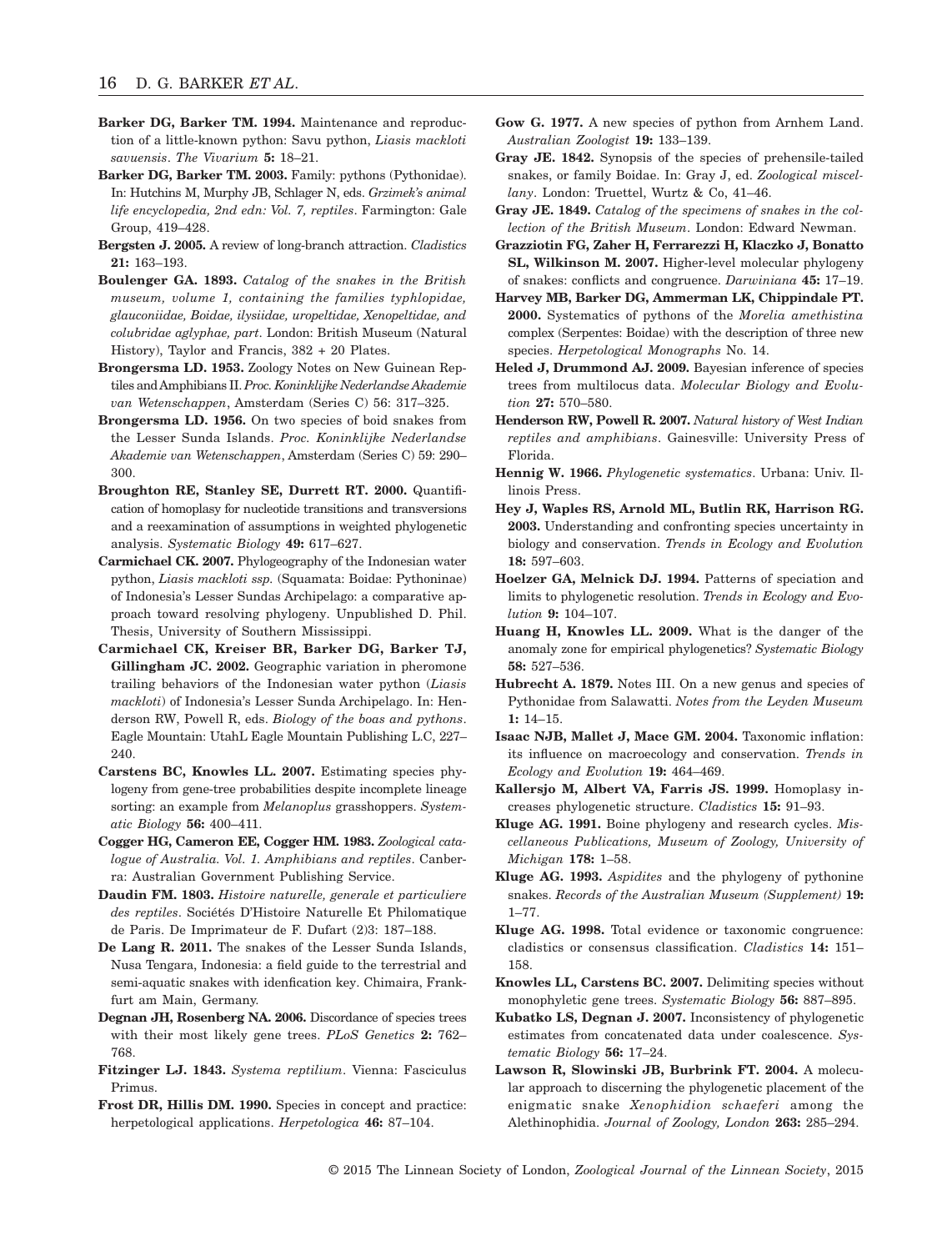**Barker DG, Barker TM. 1994.** Maintenance and reproduction of a little-known python: Savu python, *Liasis mackloti savuensis*. *The Vivarium* **5:** 18–21.

**Barker DG, Barker TM. 2003.** Family: pythons (Pythonidae). In: Hutchins M, Murphy JB, Schlager N, eds. *Grzimek's animal life encyclopedia, 2nd edn: Vol. 7, reptiles*. Farmington: Gale Group, 419–428.

**Bergsten J. 2005.** A review of long-branch attraction. *Cladistics* **21:** 163–193.

**Boulenger GA. 1893.** *Catalog of the snakes in the British museum, volume 1, containing the families typhlopidae, glauconiidae, Boidae, ilysiidae, uropeltidae, Xenopeltidae, and colubridae aglyphae, part*. London: British Museum (Natural History), Taylor and Francis, 382 + 20 Plates.

**Brongersma LD. 1953.** Zoology Notes on New Guinean Reptiles and Amphibians II. *Proc. Koninklijke Nederlandse Akademie van Wetenschappen*, Amsterdam (Series C) 56: 317–325.

**Brongersma LD. 1956.** On two species of boid snakes from the Lesser Sunda Islands. *Proc. Koninklijke Nederlandse Akademie van Wetenschappen*, Amsterdam (Series C) 59: 290–300.

**Broughton RE, Stanley SE, Durrett RT. 2000.** Quantification of homoplasy for nucleotide transitions and transversions and a reexamination of assumptions in weighted phylogenetic analysis. *Systematic Biology* **49:** 617–627.

**Carmichael CK. 2007.** Phylogeography of the Indonesian water python, *Liasis mackloti ssp.* (Squamata: Boidae: Pythoninae) of Indonesia's Lesser Sundas Archipelago: a comparative approach toward resolving phylogeny. Unpublished D. Phil. Thesis, University of Southern Mississippi.

**Carmichael CK, Kreiser BR, Barker DG, Barker TJ, Gillingham JC. 2002.** Geographic variation in pheromone trailing behaviors of the Indonesian water python (*Liasis mackloti*) of Indonesia's Lesser Sunda Archipelago. In: Henderson RW, Powell R, eds. *Biology of the boas and pythons*. Eagle Mountain: UtahL Eagle Mountain Publishing L.C, 227–240.

**Carstens BC, Knowles LL. 2007.** Estimating species phylogeny from gene-tree probabilities despite incomplete lineage sorting: an example from *Melanoplus* grasshoppers. *Systematic Biology* **56:** 400–411.

**Cogger HG, Cameron EE, Cogger HM. 1983.** *Zoological catalogue of Australia. Vol. 1. Amphibians and reptiles*. Canberra: Australian Government Publishing Service.

**Daudin FM. 1803.** *Histoire naturelle, generale et particuliere des reptiles*. Sociétés D'Histoire Naturelle Et Philomatique de Paris. De Imprimateur de F. Dufart (2)3: 187–188.

**De Lang R. 2011.** The snakes of the Lesser Sunda Islands, Nusa Tengara, Indonesia: a field guide to the terrestrial and semi-aquatic snakes with idenfication key. Chimaira, Frankfurt am Main, Germany.

**Degnan JH, Rosenberg NA. 2006.** Discordance of species trees with their most likely gene trees. *PLoS Genetics* **2:** 762–768.

**Fitzinger LJ. 1843.** *Systema reptilium*. Vienna: Fasciculus Primus.

**Frost DR, Hillis DM. 1990.** Species in concept and practice: herpetological applications. *Herpetologica* **46:** 87–104.

**Gow G. 1977.** A new species of python from Arnhem Land. *Australian Zoologist* **19:** 133–139.

**Gray JE. 1842.** Synopsis of the species of prehensile-tailed snakes, or family Boidae. In: Gray J, ed. *Zoological miscellany*. London: Truettel, Wurtz & Co, 41–46.

**Gray JE. 1849.** *Catalog of the specimens of snakes in the collection of the British Museum*. London: Edward Newman.

**Grazziotin FG, Zaher H, Ferrarezzi H, Klaczko J, Bonatto SL, Wilkinson M. 2007.** Higher-level molecular phylogeny of snakes: conflicts and congruence. *Darwiniana* **45:** 17–19.

**Harvey MB, Barker DG, Ammerman LK, Chippindale PT. 2000.** Systematics of pythons of the *Morelia amethistina* complex (Serpentes: Boidae) with the description of three new species. *Herpetological Monographs* No. 14.

**Heled J, Drummond AJ. 2009.** Bayesian inference of species trees from multilocus data. *Molecular Biology and Evolution* **27:** 570–580.

**Henderson RW, Powell R. 2007.** *Natural history of West Indian reptiles and amphibians*. Gainesville: University Press of Florida.

**Hennig W. 1966.** *Phylogenetic systematics*. Urbana: Univ. Illinois Press.

**Hey J, Waples RS, Arnold ML, Butlin RK, Harrison RG. 2003.** Understanding and confronting species uncertainty in biology and conservation. *Trends in Ecology and Evolution* **18:** 597–603.

**Hoelzer GA, Melnick DJ. 1994.** Patterns of speciation and limits to phylogenetic resolution. *Trends in Ecology and Evolution* **9:** 104–107.

**Huang H, Knowles LL. 2009.** What is the danger of the anomaly zone for empirical phylogenetics? *Systematic Biology* **58:** 527–536.

**Hubrecht A. 1879.** Notes III. On a new genus and species of Pythonidae from Salawatti. *Notes from the Leyden Museum* **1:** 14–15.

**Isaac NJB, Mallet J, Mace GM. 2004.** Taxonomic inflation: its influence on macroecology and conservation. *Trends in Ecology and Evolution* **19:** 464–469.

**Kallersjo M, Albert VA, Farris JS. 1999.** Homoplasy increases phylogenetic structure. *Cladistics* **15:** 91–93.

**Kluge AG. 1991.** Boine phylogeny and research cycles. *Miscellaneous Publications, Museum of Zoology, University of Michigan* **178:** 1–58.

**Kluge AG. 1993.** *Aspidites* and the phylogeny of pythonine snakes. *Records of the Australian Museum (Supplement)* **19:** 1–77.

**Kluge AG. 1998.** Total evidence or taxonomic congruence: cladistics or consensus classification. *Cladistics* **14:** 151–158.

**Knowles LL, Carstens BC. 2007.** Delimiting species without monophyletic gene trees. *Systematic Biology* **56:** 887–895.

**Kubatko LS, Degnan J. 2007.** Inconsistency of phylogenetic estimates from concatenated data under coalescence. *Systematic Biology* **56:** 17–24.

**Lawson R, Slowinski JB, Burbrink FT. 2004.** A molecular approach to discerning the phylogenetic placement of the enigmatic snake *Xenophidion schaeferi* among the Alethinophidia. *Journal of Zoology, London* **263:** 285–294.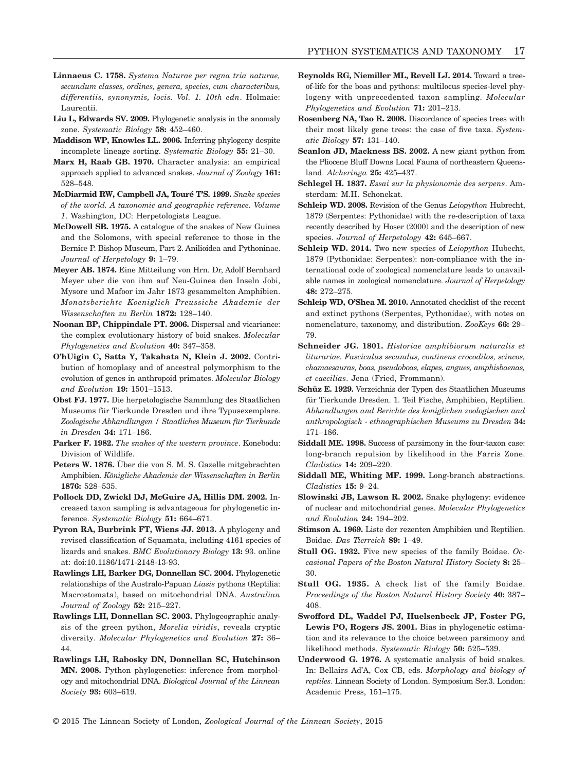**Linnaeus C. 1758.** *Systema Naturae per regna tria naturae, secundum classes, ordines, genera, species, cum characteribus, differentiis, synonymis, locis. Vol. 1. 10th edn*. Holmaie: Laurentii.

**Liu L, Edwards SV. 2009.** Phylogenetic analysis in the anomaly zone. *Systematic Biology* **58:** 452–460.

**Maddison WP, Knowles LL. 2006.** Inferring phylogeny despite incomplete lineage sorting. *Systematic Biology* **55:** 21–30.

**Marx H, Raab GB. 1970.** Character analysis: an empirical approach applied to advanced snakes. *Journal of Zoology* **161:** 528–548.

**McDiarmid RW, Campbell JA, Touré T'S. 1999.** *Snake species of the world. A taxonomic and geographic reference. Volume 1*. Washington, DC: Herpetologists League.

**McDowell SB. 1975.** A catalogue of the snakes of New Guinea and the Solomons, with special reference to those in the Bernice P. Bishop Museum, Part 2. Anilioidea and Pythoninae. *Journal of Herpetology* **9:** 1–79.

**Meyer AB. 1874.** Eine Mitteilung von Hrn. Dr, Adolf Bernhard Meyer uber die von ihm auf Neu-Guinea den Inseln Jobi, Mysore und Mafoor im Jahr 1873 gesammelten Amphibien. *Monatsberichte Koeniglich Preussiche Akademie der Wissenschaften zu Berlin* **1872:** 128–140.

**Noonan BP, Chippindale PT. 2006.** Dispersal and vicariance: the complex evolutionary history of boid snakes. *Molecular Phylogenetics and Evolution* **40:** 347–358.

**O'hUigin C, Satta Y, Takahata N, Klein J. 2002.** Contribution of homoplasy and of ancestral polymorphism to the evolution of genes in anthropoid primates. *Molecular Biology and Evolution* **19:** 1501–1513.

**Obst FJ. 1977.** Die herpetologische Sammlung des Staatlichen Museums für Tierkunde Dresden und ihre Typusexemplare. *Zoologische Abhandlungen / Staatliches Museum für Tierkunde in Dresden* **34:** 171–186.

**Parker F. 1982.** *The snakes of the western province*. Konebodu: Division of Wildlife.

**Peters W. 1876.** Über die von S. M. S. Gazelle mitgebrachten Amphibien. *Königliche Akademie der Wissenschaften in Berlin* **1876:** 528–535.

**Pollock DD, Zwickl DJ, McGuire JA, Hillis DM. 2002.** Increased taxon sampling is advantageous for phylogenetic inference. *Systematic Biology* **51:** 664–671.

**Pyron RA, Burbrink FT, Wiens JJ. 2013.** A phylogeny and revised classification of Squamata, including 4161 species of lizards and snakes. *BMC Evolutionary Biology* **13:** 93. online at: doi:10.1186/1471-2148-13-93.

**Rawlings LH, Barker DG, Donnellan SC. 2004.** Phylogenetic relationships of the Australo-Papuan *Liasis* pythons (Reptilia: Macrostomata), based on mitochondrial DNA. *Australian Journal of Zoology* **52:** 215–227.

**Rawlings LH, Donnellan SC. 2003.** Phylogeographic analysis of the green python, *Morelia viridis*, reveals cryptic diversity. *Molecular Phylogenetics and Evolution* **27:** 36–44.

**Rawlings LH, Rabosky DN, Donnellan SC, Hutchinson MN. 2008.** Python phylogenetics: inference from morphology and mitochondrial DNA. *Biological Journal of the Linnean Society* **93:** 603–619.

**Reynolds RG, Niemiller ML, Revell LJ. 2014.** Toward a tree-of-life for the boas and pythons: multilocus species-level phylogeny with unprecedented taxon sampling. *Molecular Phylogenetics and Evolution* **71:** 201–213.

**Rosenberg NA, Tao R. 2008.** Discordance of species trees with their most likely gene trees: the case of five taxa. *Systematic Biology* **57:** 131–140.

**Scanlon JD, Mackness BS. 2002.** A new giant python from the Pliocene Bluff Downs Local Fauna of northeastern Queensland. *Alcheringa* **25:** 425–437.

**Schlegel H. 1837.** *Essai sur la physionomie des serpens*. Amsterdam: M.H. Schonekat.

**Schleip WD. 2008.** Revision of the Genus *Leiopython* Hubrecht, 1879 (Serpentes: Pythonidae) with the re-description of taxa recently described by Hoser (2000) and the description of new species. *Journal of Herpetology* **42:** 645–667.

**Schleip WD. 2014.** Two new species of *Leiopython* Hubecht, 1879 (Pythonidae: Serpentes): non-compliance with the international code of zoological nomenclature leads to unavailable names in zoological nomenclature. *Journal of Herpetology* **48:** 272–275.

**Schleip WD, O'Shea M. 2010.** Annotated checklist of the recent and extinct pythons (Serpentes, Pythonidae), with notes on nomenclature, taxonomy, and distribution. *ZooKeys* **66:** 29–79.

**Schneider JG. 1801.** *Historiae amphibiorum naturalis et literariae. Fasciculus secundus, continens crocodilos, scincos, chamaesauras, boas, pseudoboas, elapes, angues, amphisbaenas, et caecilias*. Jena (Fried, Frommann).

**Schüz E. 1929.** Verzeichnis der Typen des Staatlichen Museums für Tierkunde Dresden. 1. Teil Fische, Amphibien, Reptilien. *Abhandlungen and Berichte des koniglichen zoologischen and anthropologisch - ethnographischen Museums zu Dresden* **34:** 171–186.

**Siddall ME. 1998.** Success of parsimony in the four-taxon case: long-branch repulsion by likelihood in the Farris Zone. *Cladistics* **14:** 209–220.

**Siddall ME, Whiting MF. 1999.** Long-branch abstractions. *Cladistics* **15:** 9–24.

**Slowinski JB, Lawson R. 2002.** Snake phylogeny: evidence of nuclear and mitochondrial genes. *Molecular Phylogenetics and Evolution* **24:** 194–202.

**Stimson A. 1969.** Liste der rezenten Amphibien und Reptilien. Boidae. *Das Tierreich* **89:** 1–49.

**Stull OG. 1932.** Five new species of the family Boidae. *Occasional Papers of the Boston Natural History Society* **8:** 25–30.

**Stull OG. 1935.** A check list of the family Boidae. *Proceedings of the Boston Natural History Society* **40:** 387–408.

**Swofford DL, Waddel PJ, Huelsenbeck JP, Foster PG, Lewis PO, Rogers JS. 2001.** Bias in phylogenetic estimation and its relevance to the choice between parsimony and likelihood methods. *Systematic Biology* **50:** 525–539.

**Underwood G. 1976.** A systematic analysis of boid snakes. In: Bellairs Ad'A, Cox CB, eds. *Morphology and biology of reptiles*. Linnean Society of London. Symposium Ser.3. London: Academic Press, 151–175.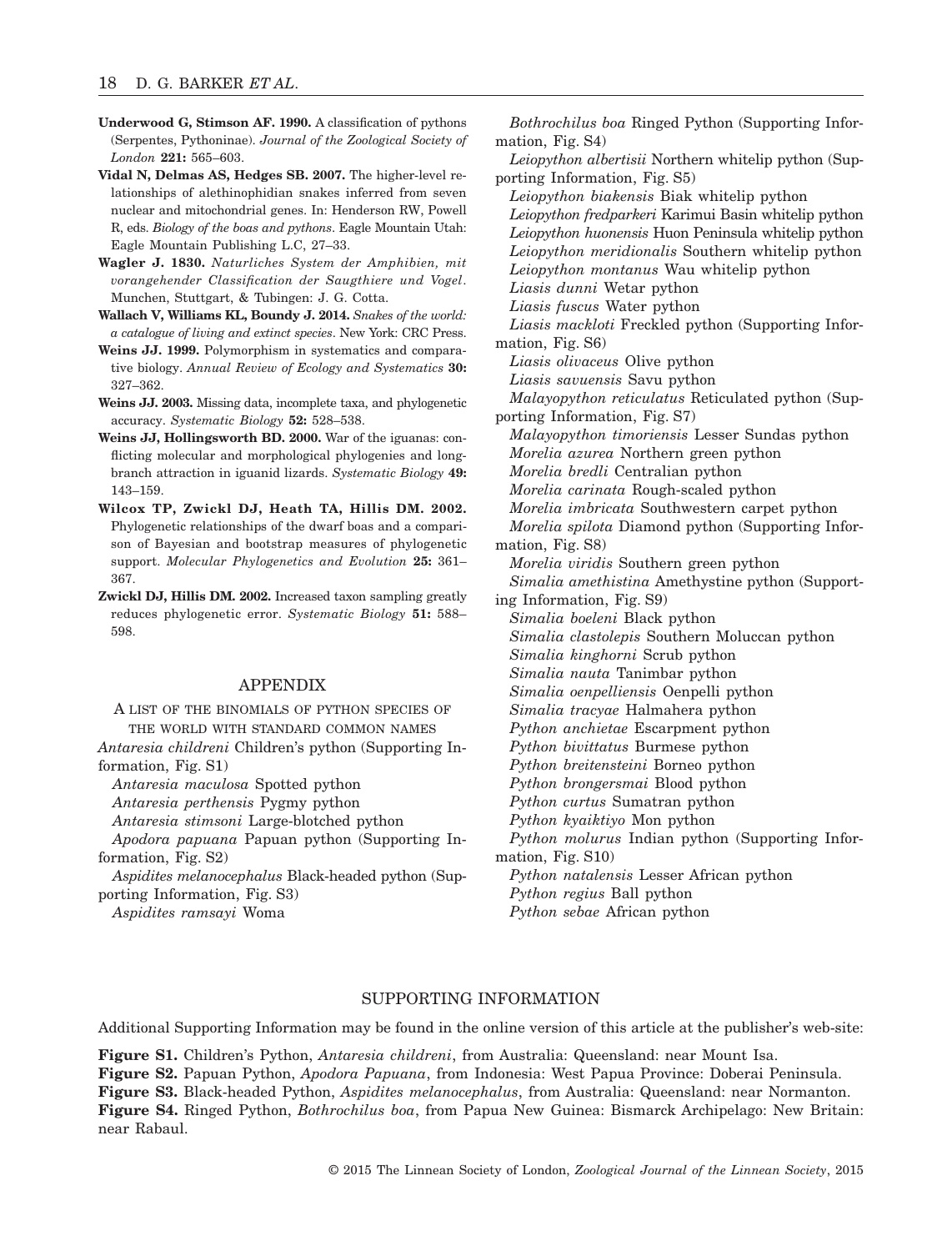**Underwood G, Stimson AF. 1990.** A classification of pythons (Serpentes, Pythoninae). *Journal of the Zoological Society of London* **221:** 565–603.

**Vidal N, Delmas AS, Hedges SB. 2007.** The higher-level relationships of alethinophidian snakes inferred from seven nuclear and mitochondrial genes. In: Henderson RW, Powell R, eds. *Biology of the boas and pythons*. Eagle Mountain Utah: Eagle Mountain Publishing L.C, 27–33.

**Wagler J. 1830.** *Naturliches System der Amphibien, mit vorangehender Classification der Saugthiere und Vogel*. Munchen, Stuttgart, & Tubingen: J. G. Cotta.

**Wallach V, Williams KL, Boundy J. 2014.** *Snakes of the world: a catalogue of living and extinct species*. New York: CRC Press.

**Weins JJ. 1999.** Polymorphism in systematics and comparative biology. *Annual Review of Ecology and Systematics* **30:** 327–362.

**Weins JJ. 2003.** Missing data, incomplete taxa, and phylogenetic accuracy. *Systematic Biology* **52:** 528–538.

**Weins JJ, Hollingsworth BD. 2000.** War of the iguanas: conflicting molecular and morphological phylogenies and long-branch attraction in iguanid lizards. *Systematic Biology* **49:** 143–159.

**Wilcox TP, Zwickl DJ, Heath TA, Hillis DM. 2002.** Phylogenetic relationships of the dwarf boas and a comparison of Bayesian and bootstrap measures of phylogenetic support. *Molecular Phylogenetics and Evolution* **25:** 361–367.

**Zwickl DJ, Hillis DM. 2002.** Increased taxon sampling greatly reduces phylogenetic error. *Systematic Biology* **51:** 588–598.

## APPENDIX

A LIST OF THE BINOMIALS OF PYTHON SPECIES OF THE WORLD WITH STANDARD COMMON NAMES

*Antaresia childreni* Children's python (Supporting Information, Fig. S1)
*Antaresia maculosa* Spotted python
*Antaresia perthensis* Pygmy python
*Antaresia stimsoni* Large-blotched python
*Apodora papuana* Papuan python (Supporting Information, Fig. S2)
*Aspidites melanocephalus* Black-headed python (Supporting Information, Fig. S3)
*Aspidites ramsayi* Woma
*Bothrochilus boa* Ringed Python (Supporting Information, Fig. S4)
*Leiopython albertisii* Northern whitelip python (Supporting Information, Fig. S5)
*Leiopython biakensis* Biak whitelip python
*Leiopython fredparkeri* Karimui Basin whitelip python
*Leiopython huonensis* Huon Peninsula whitelip python
*Leiopython meridionalis* Southern whitelip python
*Leiopython montanus* Wau whitelip python
*Liasis dunni* Wetar python
*Liasis fuscus* Water python
*Liasis mackloti* Freckled python (Supporting Information, Fig. S6)
*Liasis olivaceus* Olive python
*Liasis savuensis* Savu python
*Malayopython reticulatus* Reticulated python (Supporting Information, Fig. S7)
*Malayopython timoriensis* Lesser Sundas python
*Morelia azurea* Northern green python
*Morelia bredli* Centralian python
*Morelia carinata* Rough-scaled python
*Morelia imbricata* Southwestern carpet python
*Morelia spilota* Diamond python (Supporting Information, Fig. S8)
*Morelia viridis* Southern green python
*Simalia amethistina* Amethystine python (Supporting Information, Fig. S9)
*Simalia boeleni* Black python
*Simalia clastolepis* Southern Moluccan python
*Simalia kinghorni* Scrub python
*Simalia nauta* Tanimbar python
*Simalia oenpelliensis* Oenpelli python
*Simalia tracyae* Halmahera python
*Python anchietae* Escarpment python
*Python bivittatus* Burmese python
*Python breitensteini* Borneo python
*Python brongersmai* Blood python
*Python curtus* Sumatran python
*Python kyaiktiyo* Mon python
*Python molurus* Indian python (Supporting Information, Fig. S10)
*Python natalensis* Lesser African python
*Python regius* Ball python
*Python sebae* African python

## SUPPORTING INFORMATION

Additional Supporting Information may be found in the online version of this article at the publisher's web-site:

**Figure S1.** Children's Python, *Antaresia childreni*, from Australia: Queensland: near Mount Isa.

**Figure S2.** Papuan Python, *Apodora Papuana*, from Indonesia: West Papua Province: Doberai Peninsula.

**Figure S3.** Black-headed Python, *Aspidites melanocephalus*, from Australia: Queensland: near Normanton.

**Figure S4.** Ringed Python, *Bothrochilus boa*, from Papua New Guinea: Bismarck Archipelago: New Britain: near Rabaul.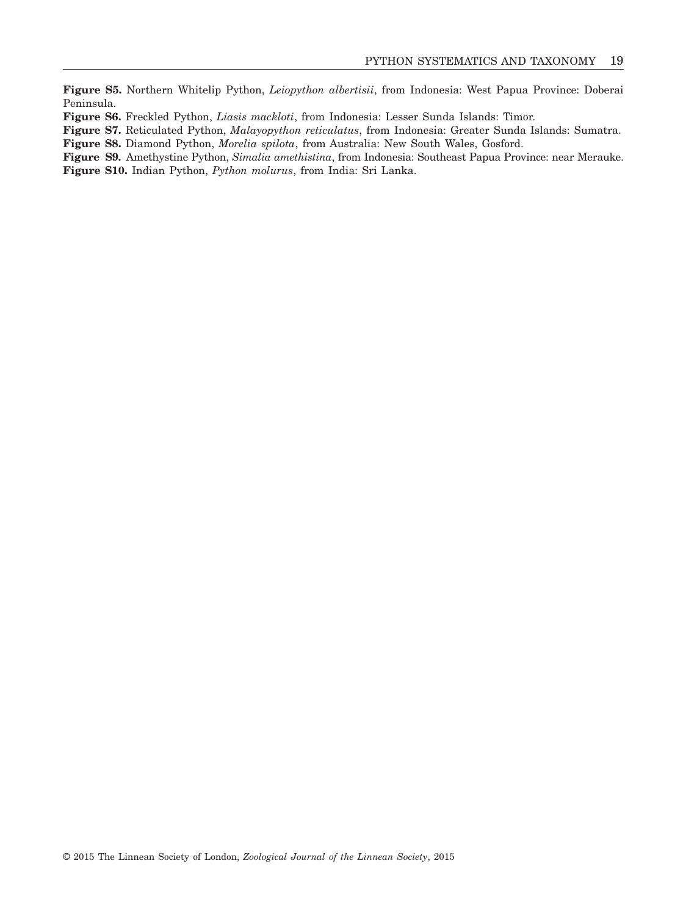**Figure S5.** Northern Whitelip Python, *Leiopython albertisii*, from Indonesia: West Papua Province: Doberai Peninsula.

**Figure S6.** Freckled Python, *Liasis mackloti*, from Indonesia: Lesser Sunda Islands: Timor.

**Figure S7.** Reticulated Python, *Malayopython reticulatus*, from Indonesia: Greater Sunda Islands: Sumatra.

**Figure S8.** Diamond Python, *Morelia spilota*, from Australia: New South Wales, Gosford.

**Figure S9.** Amethystine Python, *Simalia amethistina*, from Indonesia: Southeast Papua Province: near Merauke.

**Figure S10.** Indian Python, *Python molurus*, from India: Sri Lanka.